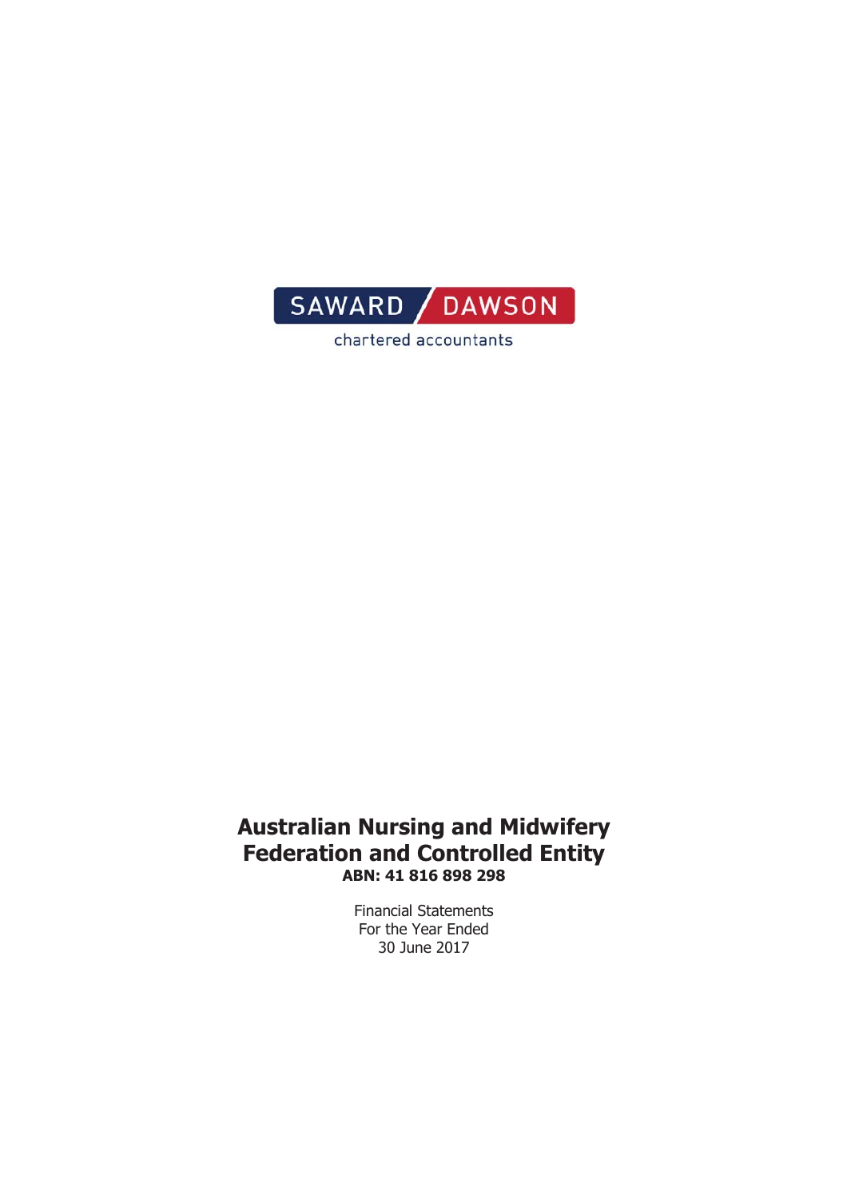SAWARD DAWSON

chartered accountants

# Australian Nursing and Midwifery Federation and Controlled Entity

**ABN: 41 816 898 298**

Financial Statements
For the Year Ended
30 June 2017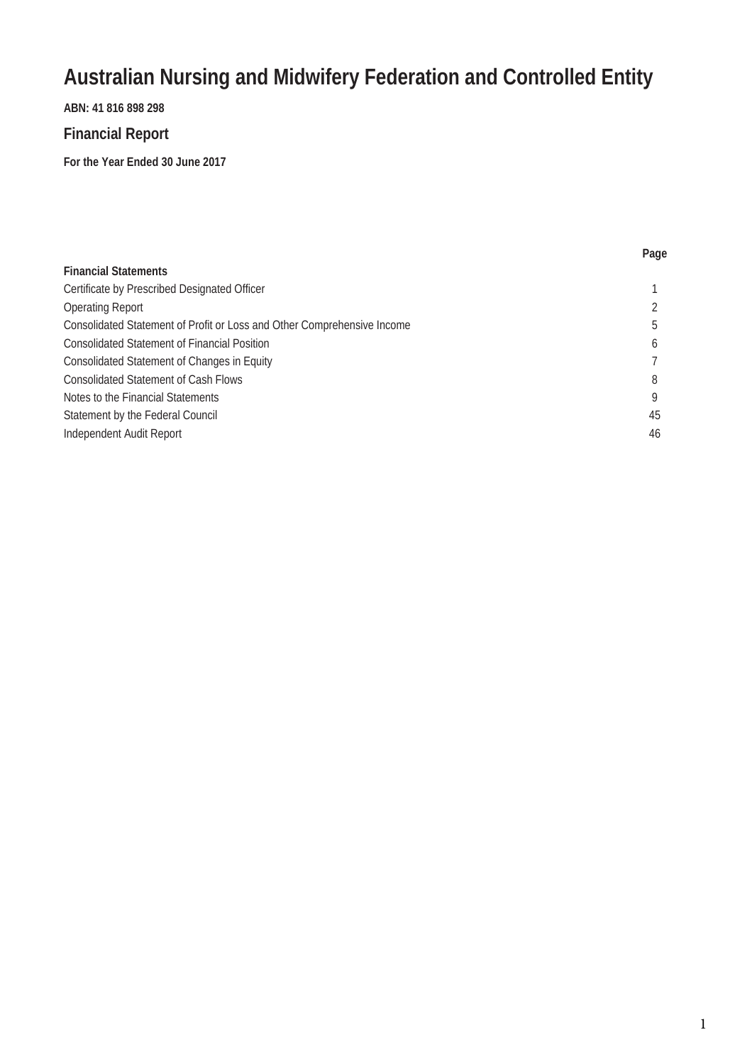# Australian Nursing and Midwifery Federation and Controlled Entity

**ABN: 41 816 898 298**

## Financial Report

**For the Year Ended 30 June 2017**

| | Page |
|---|---|
| **Financial Statements** | |
| Certificate by Prescribed Designated Officer | 1 |
| Operating Report | 2 |
| Consolidated Statement of Profit or Loss and Other Comprehensive Income | 5 |
| Consolidated Statement of Financial Position | 6 |
| Consolidated Statement of Changes in Equity | 7 |
| Consolidated Statement of Cash Flows | 8 |
| Notes to the Financial Statements | 9 |
| Statement by the Federal Council | 45 |
| Independent Audit Report | 46 |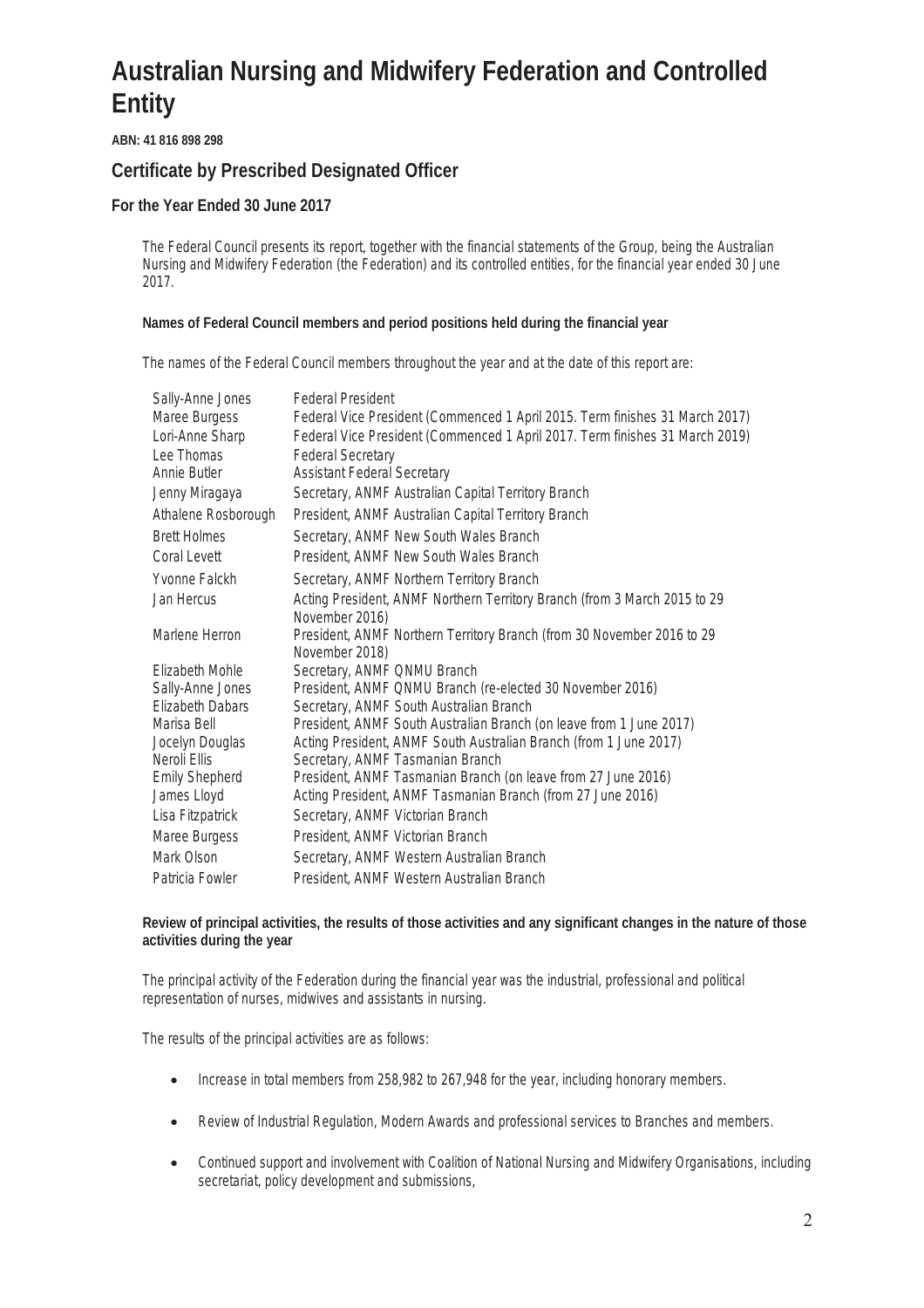# Australian Nursing and Midwifery Federation and Controlled Entity

**ABN: 41 816 898 298**

## Certificate by Prescribed Designated Officer

### For the Year Ended 30 June 2017

The Federal Council presents its report, together with the financial statements of the Group, being the Australian Nursing and Midwifery Federation (the Federation) and its controlled entities, for the financial year ended 30 June 2017.

**Names of Federal Council members and period positions held during the financial year**

The names of the Federal Council members throughout the year and at the date of this report are:

| | |
|---|---|
| Sally-Anne Jones | Federal President |
| Maree Burgess | Federal Vice President (Commenced 1 April 2015. Term finishes 31 March 2017) |
| Lori-Anne Sharp | Federal Vice President (Commenced 1 April 2017. Term finishes 31 March 2019) |
| Lee Thomas | Federal Secretary |
| Annie Butler | Assistant Federal Secretary |
| Jenny Miragaya | Secretary, ANMF Australian Capital Territory Branch |
| Athalene Rosborough | President, ANMF Australian Capital Territory Branch |
| Brett Holmes | Secretary, ANMF New South Wales Branch |
| Coral Levett | President, ANMF New South Wales Branch |
| Yvonne Falckh | Secretary, ANMF Northern Territory Branch |
| Jan Hercus | Acting President, ANMF Northern Territory Branch (from 3 March 2015 to 29 November 2016) |
| Marlene Herron | President, ANMF Northern Territory Branch (from 30 November 2016 to 29 November 2018) |
| Elizabeth Mohle | Secretary, ANMF QNMU Branch |
| Sally-Anne Jones | President, ANMF QNMU Branch (re-elected 30 November 2016) |
| Elizabeth Dabars | Secretary, ANMF South Australian Branch |
| Marisa Bell | President, ANMF South Australian Branch (on leave from 1 June 2017) |
| Jocelyn Douglas | Acting President, ANMF South Australian Branch (from 1 June 2017) |
| Neroli Ellis | Secretary, ANMF Tasmanian Branch |
| Emily Shepherd | President, ANMF Tasmanian Branch (on leave from 27 June 2016) |
| James Lloyd | Acting President, ANMF Tasmanian Branch (from 27 June 2016) |
| Lisa Fitzpatrick | Secretary, ANMF Victorian Branch |
| Maree Burgess | President, ANMF Victorian Branch |
| Mark Olson | Secretary, ANMF Western Australian Branch |
| Patricia Fowler | President, ANMF Western Australian Branch |

**Review of principal activities, the results of those activities and any significant changes in the nature of those activities during the year**

The principal activity of the Federation during the financial year was the industrial, professional and political representation of nurses, midwives and assistants in nursing.

The results of the principal activities are as follows:

- Increase in total members from 258,982 to 267,948 for the year, including honorary members.
- Review of Industrial Regulation, Modern Awards and professional services to Branches and members.
- Continued support and involvement with Coalition of National Nursing and Midwifery Organisations, including secretariat, policy development and submissions,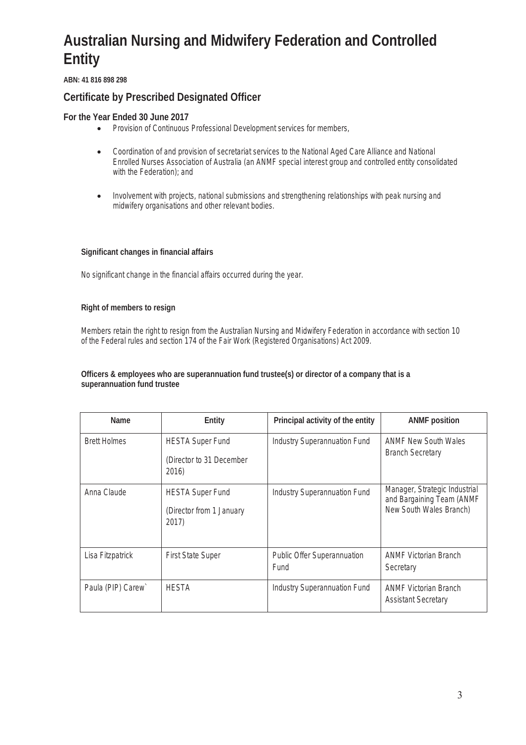# Australian Nursing and Midwifery Federation and Controlled Entity

**ABN: 41 816 898 298**

## Certificate by Prescribed Designated Officer

### For the Year Ended 30 June 2017

- Provision of Continuous Professional Development services for members,
- Coordination of and provision of secretariat services to the National Aged Care Alliance and National Enrolled Nurses Association of Australia (an ANMF special interest group and controlled entity consolidated with the Federation); and
- Involvement with projects, national submissions and strengthening relationships with peak nursing and midwifery organisations and other relevant bodies.

**Significant changes in financial affairs**

No significant change in the financial affairs occurred during the year.

**Right of members to resign**

Members retain the right to resign from the Australian Nursing and Midwifery Federation in accordance with section 10 of the Federal rules and section 174 of the Fair Work (Registered Organisations) Act 2009.

**Officers & employees who are superannuation fund trustee(s) or director of a company that is a superannuation fund trustee**

| Name | Entity | Principal activity of the entity | ANMF position |
|---|---|---|---|
| Brett Holmes | HESTA Super Fund (Director to 31 December 2016) | Industry Superannuation Fund | ANMF New South Wales Branch Secretary |
| Anna Claude | HESTA Super Fund (Director from 1 January 2017) | Industry Superannuation Fund | Manager, Strategic Industrial and Bargaining Team (ANMF New South Wales Branch) |
| Lisa Fitzpatrick | First State Super | Public Offer Superannuation Fund | ANMF Victorian Branch Secretary |
| Paula (PIP) Carew` | HESTA | Industry Superannuation Fund | ANMF Victorian Branch Assistant Secretary |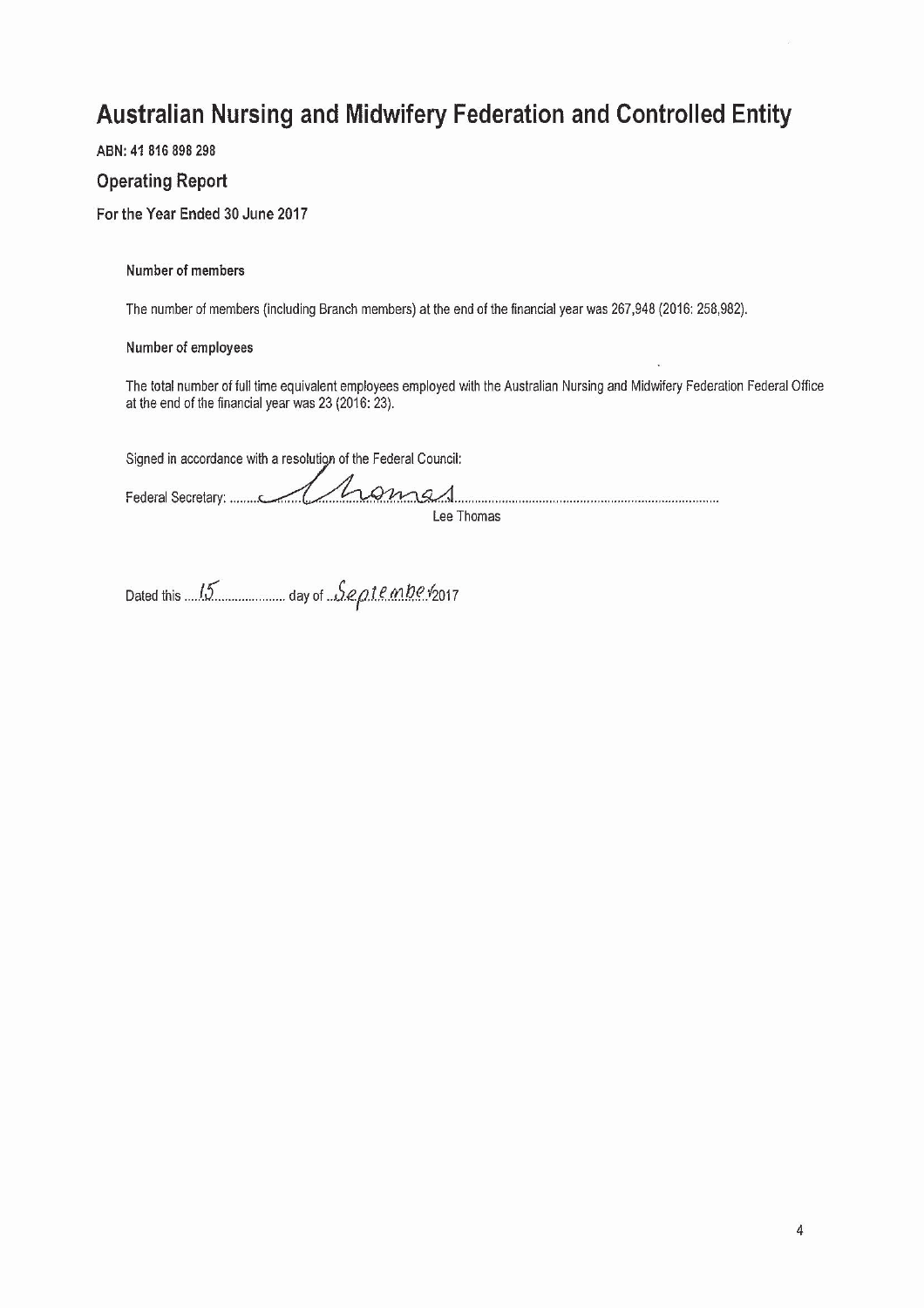# Australian Nursing and Midwifery Federation and Controlled Entity

**ABN: 41 816 898 298**

## Operating Report

**For the Year Ended 30 June 2017**

### Number of members

The number of members (including Branch members) at the end of the financial year was 267,948 (2016: 258,982).

### Number of employees

The total number of full time equivalent employees employed with the Australian Nursing and Midwifery Federation Federal Office at the end of the financial year was 23 (2016: 23).

Signed in accordance with a resolution of the Federal Council:

Federal Secretary: ........Thomas........

Lee Thomas

Dated this ....15.... day of ....September.... 2017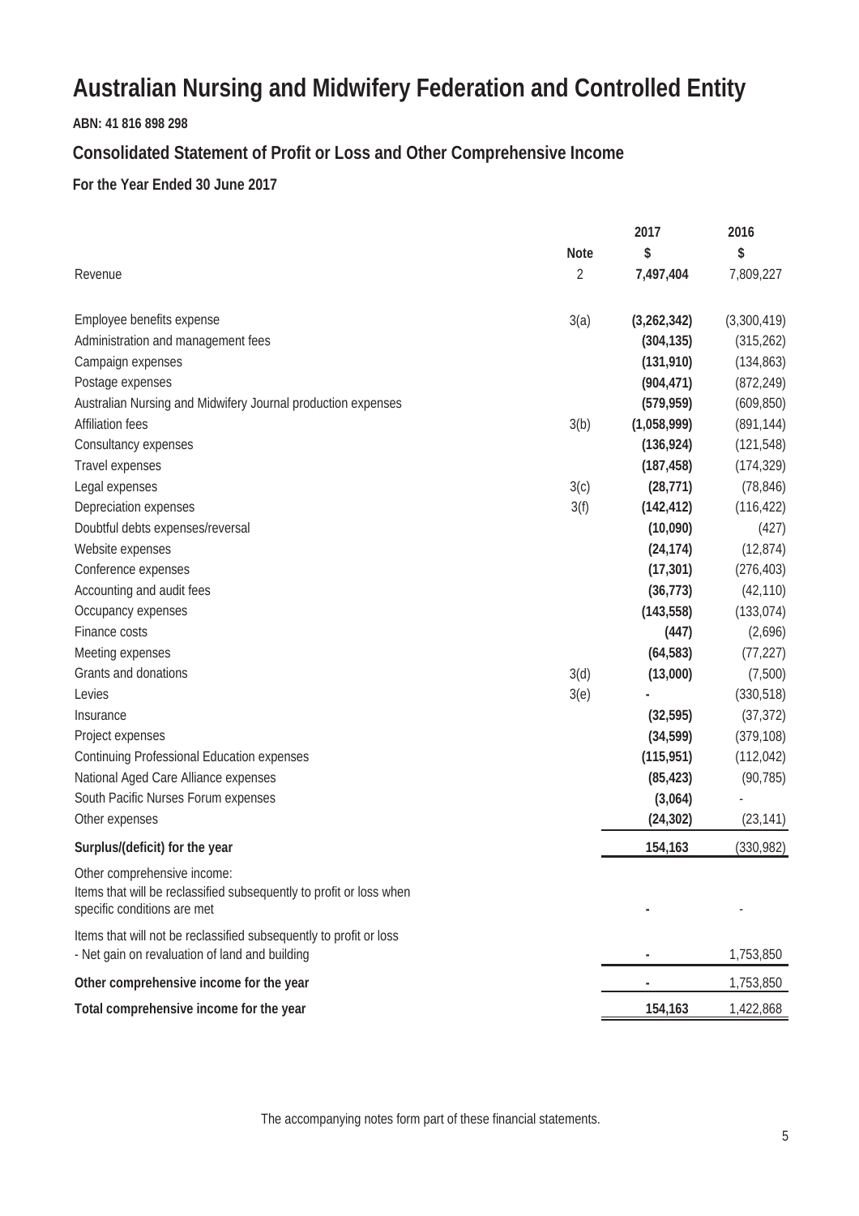# Australian Nursing and Midwifery Federation and Controlled Entity

**ABN: 41 816 898 298**

## Consolidated Statement of Profit or Loss and Other Comprehensive Income

**For the Year Ended 30 June 2017**

| | Note | 2017 $ | 2016 $ |
|---|---|---|---|
| Revenue | 2 | **7,497,404** | 7,809,227 |
| | | | |
| Employee benefits expense | 3(a) | **(3,262,342)** | (3,300,419) |
| Administration and management fees | | **(304,135)** | (315,262) |
| Campaign expenses | | **(131,910)** | (134,863) |
| Postage expenses | | **(904,471)** | (872,249) |
| Australian Nursing and Midwifery Journal production expenses | | **(579,959)** | (609,850) |
| Affiliation fees | 3(b) | **(1,058,999)** | (891,144) |
| Consultancy expenses | | **(136,924)** | (121,548) |
| Travel expenses | | **(187,458)** | (174,329) |
| Legal expenses | 3(c) | **(28,771)** | (78,846) |
| Depreciation expenses | 3(f) | **(142,412)** | (116,422) |
| Doubtful debts expenses/reversal | | **(10,090)** | (427) |
| Website expenses | | **(24,174)** | (12,874) |
| Conference expenses | | **(17,301)** | (276,403) |
| Accounting and audit fees | | **(36,773)** | (42,110) |
| Occupancy expenses | | **(143,558)** | (133,074) |
| Finance costs | | **(447)** | (2,696) |
| Meeting expenses | | **(64,583)** | (77,227) |
| Grants and donations | 3(d) | **(13,000)** | (7,500) |
| Levies | 3(e) | **-** | (330,518) |
| Insurance | | **(32,595)** | (37,372) |
| Project expenses | | **(34,599)** | (379,108) |
| Continuing Professional Education expenses | | **(115,951)** | (112,042) |
| National Aged Care Alliance expenses | | **(85,423)** | (90,785) |
| South Pacific Nurses Forum expenses | | **(3,064)** | - |
| Other expenses | | **(24,302)** | (23,141) |
| **Surplus/(deficit) for the year** | | **154,163** | (330,982) |
| Other comprehensive income: | | | |
| Items that will be reclassified subsequently to profit or loss when specific conditions are met | | **-** | - |
| Items that will not be reclassified subsequently to profit or loss | | | |
| - Net gain on revaluation of land and building | | **-** | 1,753,850 |
| **Other comprehensive income for the year** | | **-** | 1,753,850 |
| **Total comprehensive income for the year** | | **154,163** | 1,422,868 |

The accompanying notes form part of these financial statements.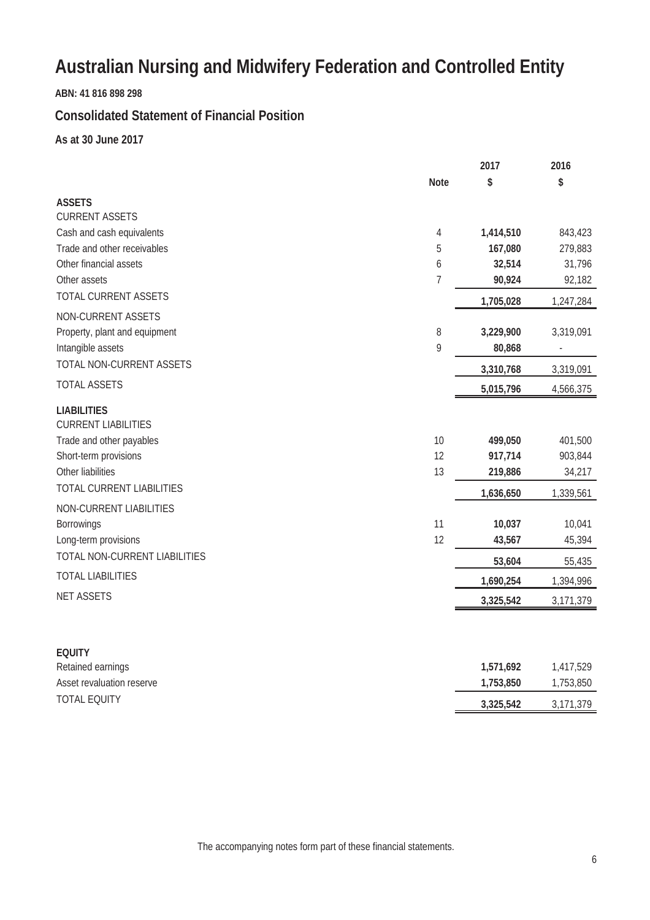# Australian Nursing and Midwifery Federation and Controlled Entity

**ABN: 41 816 898 298**

## Consolidated Statement of Financial Position

**As at 30 June 2017**

| | Note | 2017<br>$ | 2016<br>$ |
|---|---|---|---|
| **ASSETS** | | | |
| CURRENT ASSETS | | | |
| Cash and cash equivalents | 4 | **1,414,510** | 843,423 |
| Trade and other receivables | 5 | **167,080** | 279,883 |
| Other financial assets | 6 | **32,514** | 31,796 |
| Other assets | 7 | **90,924** | 92,182 |
| TOTAL CURRENT ASSETS | | **1,705,028** | 1,247,284 |
| NON-CURRENT ASSETS | | | |
| Property, plant and equipment | 8 | **3,229,900** | 3,319,091 |
| Intangible assets | 9 | **80,868** | - |
| TOTAL NON-CURRENT ASSETS | | **3,310,768** | 3,319,091 |
| TOTAL ASSETS | | **5,015,796** | 4,566,375 |
| **LIABILITIES** | | | |
| CURRENT LIABILITIES | | | |
| Trade and other payables | 10 | **499,050** | 401,500 |
| Short-term provisions | 12 | **917,714** | 903,844 |
| Other liabilities | 13 | **219,886** | 34,217 |
| TOTAL CURRENT LIABILITIES | | **1,636,650** | 1,339,561 |
| NON-CURRENT LIABILITIES | | | |
| Borrowings | 11 | **10,037** | 10,041 |
| Long-term provisions | 12 | **43,567** | 45,394 |
| TOTAL NON-CURRENT LIABILITIES | | **53,604** | 55,435 |
| TOTAL LIABILITIES | | **1,690,254** | 1,394,996 |
| NET ASSETS | | **3,325,542** | 3,171,379 |
| | | | |
| **EQUITY** | | | |
| Retained earnings | | **1,571,692** | 1,417,529 |
| Asset revaluation reserve | | **1,753,850** | 1,753,850 |
| TOTAL EQUITY | | **3,325,542** | 3,171,379 |

The accompanying notes form part of these financial statements.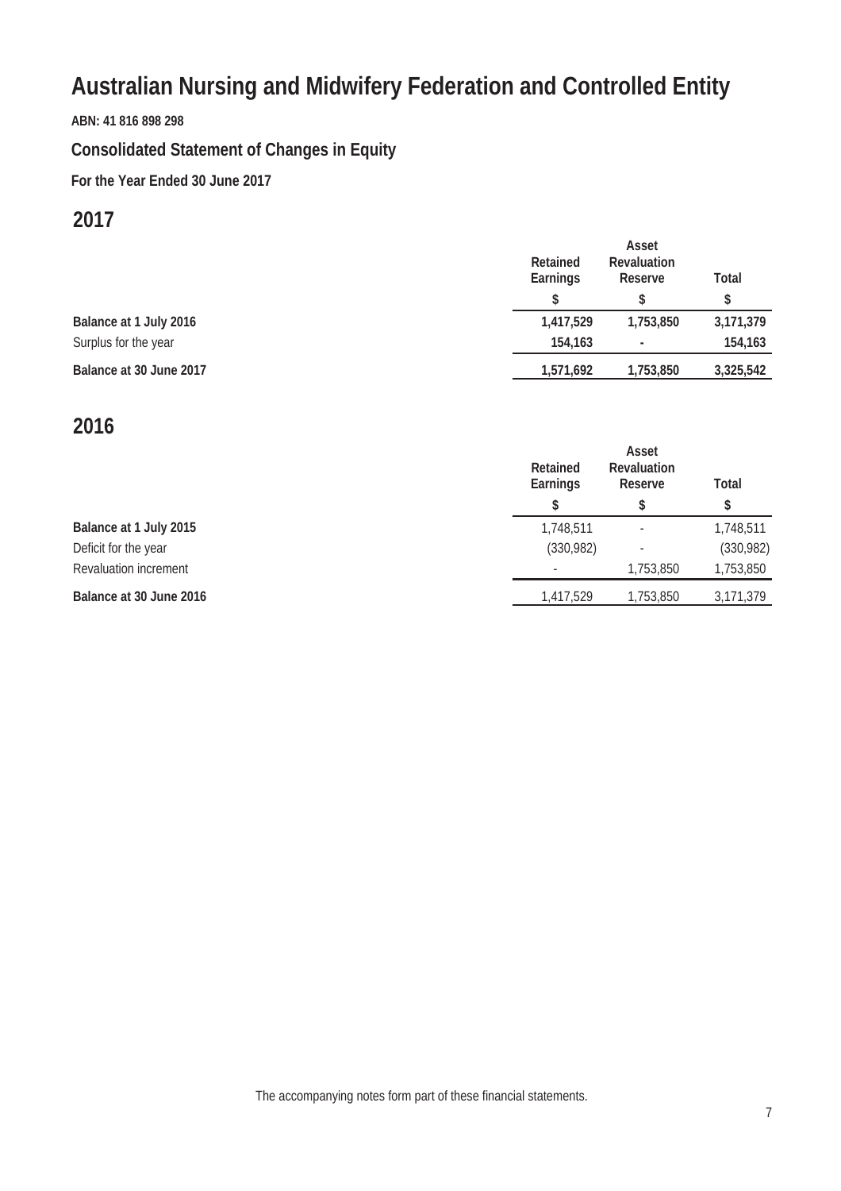# Australian Nursing and Midwifery Federation and Controlled Entity

**ABN: 41 816 898 298**

## Consolidated Statement of Changes in Equity

**For the Year Ended 30 June 2017**

## 2017

| | Retained Earnings | Asset Revaluation Reserve | Total |
|---|---|---|---|
| | $ | $ | $ |
| **Balance at 1 July 2016** | **1,417,529** | **1,753,850** | **3,171,379** |
| Surplus for the year | **154,163** | **-** | **154,163** |
| **Balance at 30 June 2017** | **1,571,692** | **1,753,850** | **3,325,542** |

## 2016

| | Retained Earnings | Asset Revaluation Reserve | Total |
|---|---|---|---|
| | $ | $ | $ |
| **Balance at 1 July 2015** | 1,748,511 | - | 1,748,511 |
| Deficit for the year | (330,982) | - | (330,982) |
| Revaluation increment | - | 1,753,850 | 1,753,850 |
| **Balance at 30 June 2016** | 1,417,529 | 1,753,850 | 3,171,379 |

The accompanying notes form part of these financial statements.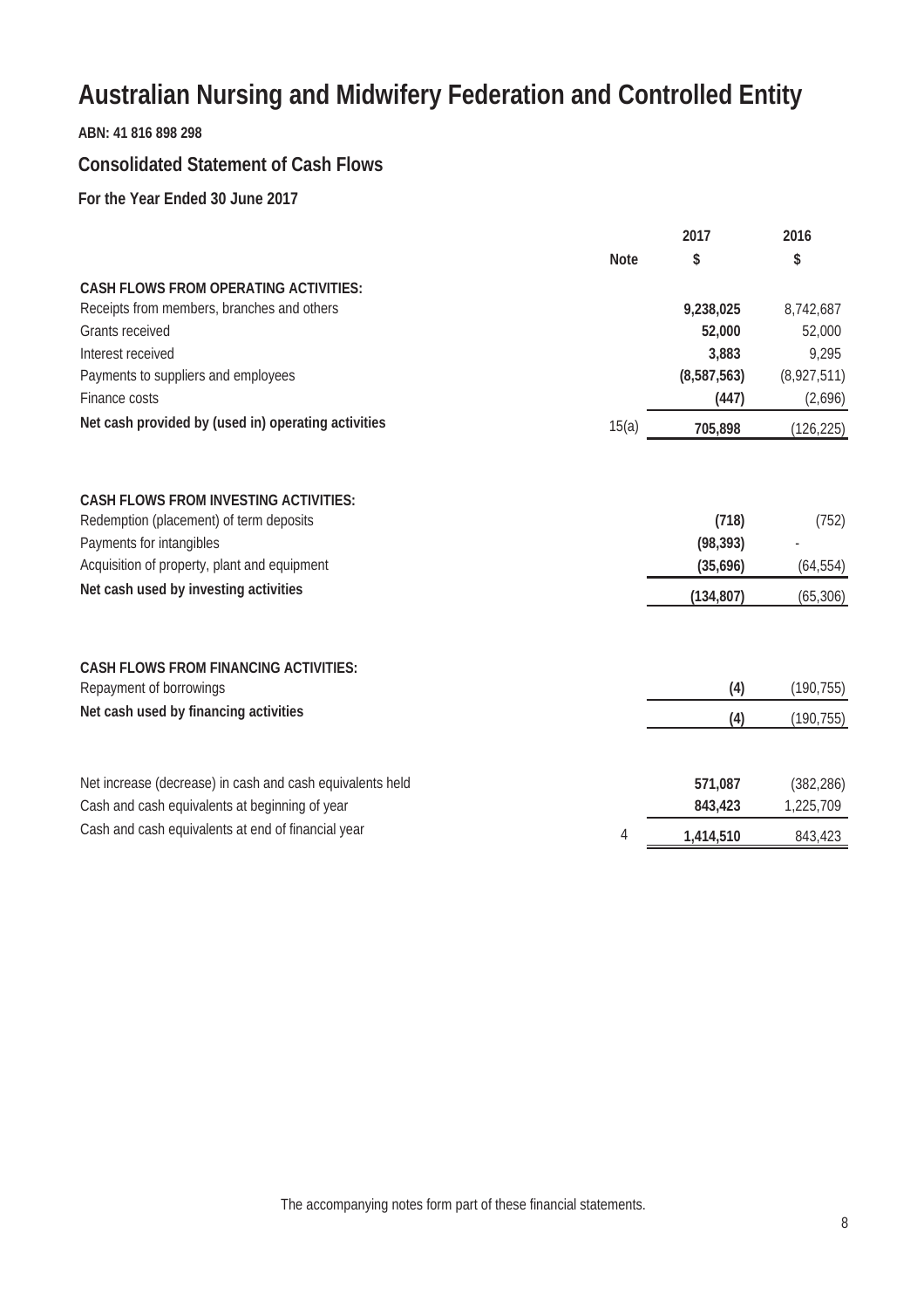# Australian Nursing and Midwifery Federation and Controlled Entity

**ABN: 41 816 898 298**

## Consolidated Statement of Cash Flows

### For the Year Ended 30 June 2017

| | Note | 2017<br>$ | 2016<br>$ |
|---|---|---|---|
| **CASH FLOWS FROM OPERATING ACTIVITIES:** | | | |
| Receipts from members, branches and others | | **9,238,025** | 8,742,687 |
| Grants received | | **52,000** | 52,000 |
| Interest received | | **3,883** | 9,295 |
| Payments to suppliers and employees | | **(8,587,563)** | (8,927,511) |
| Finance costs | | **(447)** | (2,696) |
| **Net cash provided by (used in) operating activities** | 15(a) | **705,898** | (126,225) |
| | | | |
| **CASH FLOWS FROM INVESTING ACTIVITIES:** | | | |
| Redemption (placement) of term deposits | | **(718)** | (752) |
| Payments for intangibles | | **(98,393)** | - |
| Acquisition of property, plant and equipment | | **(35,696)** | (64,554) |
| **Net cash used by investing activities** | | **(134,807)** | (65,306) |
| | | | |
| **CASH FLOWS FROM FINANCING ACTIVITIES:** | | | |
| Repayment of borrowings | | **(4)** | (190,755) |
| **Net cash used by financing activities** | | **(4)** | (190,755) |
| | | | |
| Net increase (decrease) in cash and cash equivalents held | | **571,087** | (382,286) |
| Cash and cash equivalents at beginning of year | | **843,423** | 1,225,709 |
| Cash and cash equivalents at end of financial year | 4 | **1,414,510** | 843,423 |

The accompanying notes form part of these financial statements.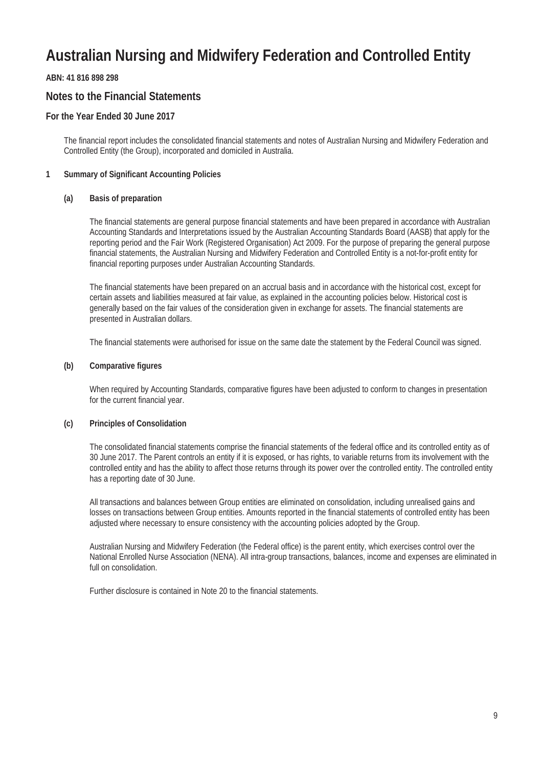# Australian Nursing and Midwifery Federation and Controlled Entity

**ABN: 41 816 898 298**

## Notes to the Financial Statements

### For the Year Ended 30 June 2017

The financial report includes the consolidated financial statements and notes of Australian Nursing and Midwifery Federation and Controlled Entity (the Group), incorporated and domiciled in Australia.

**1 Summary of Significant Accounting Policies**

**(a) Basis of preparation**

The financial statements are general purpose financial statements and have been prepared in accordance with Australian Accounting Standards and Interpretations issued by the Australian Accounting Standards Board (AASB) that apply for the reporting period and the Fair Work (Registered Organisation) Act 2009. For the purpose of preparing the general purpose financial statements, the Australian Nursing and Midwifery Federation and Controlled Entity is a not-for-profit entity for financial reporting purposes under Australian Accounting Standards.

The financial statements have been prepared on an accrual basis and in accordance with the historical cost, except for certain assets and liabilities measured at fair value, as explained in the accounting policies below. Historical cost is generally based on the fair values of the consideration given in exchange for assets. The financial statements are presented in Australian dollars.

The financial statements were authorised for issue on the same date the statement by the Federal Council was signed.

**(b) Comparative figures**

When required by Accounting Standards, comparative figures have been adjusted to conform to changes in presentation for the current financial year.

**(c) Principles of Consolidation**

The consolidated financial statements comprise the financial statements of the federal office and its controlled entity as of 30 June 2017. The Parent controls an entity if it is exposed, or has rights, to variable returns from its involvement with the controlled entity and has the ability to affect those returns through its power over the controlled entity. The controlled entity has a reporting date of 30 June.

All transactions and balances between Group entities are eliminated on consolidation, including unrealised gains and losses on transactions between Group entities. Amounts reported in the financial statements of controlled entity has been adjusted where necessary to ensure consistency with the accounting policies adopted by the Group.

Australian Nursing and Midwifery Federation (the Federal office) is the parent entity, which exercises control over the National Enrolled Nurse Association (NENA). All intra-group transactions, balances, income and expenses are eliminated in full on consolidation.

Further disclosure is contained in Note 20 to the financial statements.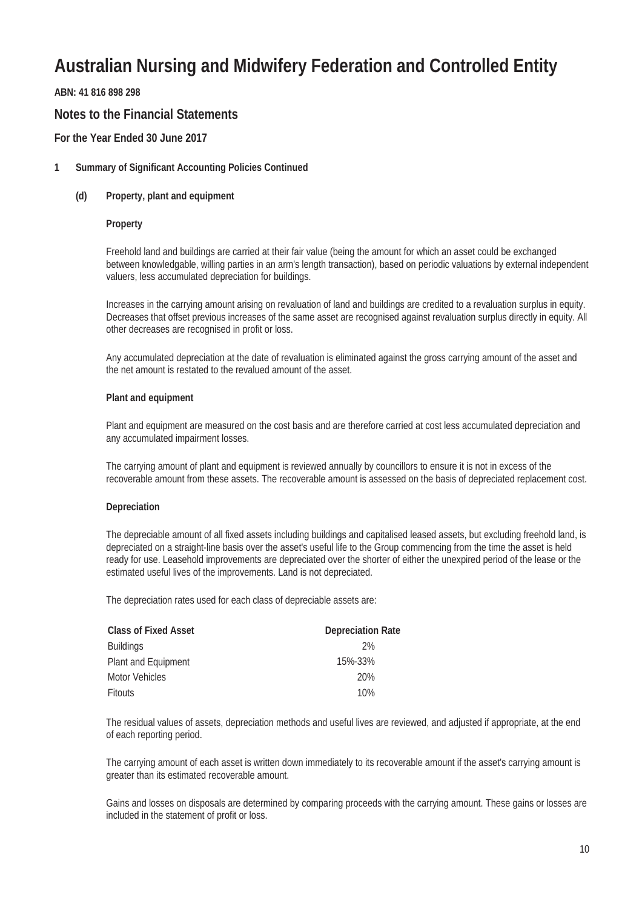# Australian Nursing and Midwifery Federation and Controlled Entity

**ABN: 41 816 898 298**

## Notes to the Financial Statements

### For the Year Ended 30 June 2017

**1 Summary of Significant Accounting Policies Continued**

**(d) Property, plant and equipment**

**Property**

Freehold land and buildings are carried at their fair value (being the amount for which an asset could be exchanged between knowledgable, willing parties in an arm's length transaction), based on periodic valuations by external independent valuers, less accumulated depreciation for buildings.

Increases in the carrying amount arising on revaluation of land and buildings are credited to a revaluation surplus in equity. Decreases that offset previous increases of the same asset are recognised against revaluation surplus directly in equity. All other decreases are recognised in profit or loss.

Any accumulated depreciation at the date of revaluation is eliminated against the gross carrying amount of the asset and the net amount is restated to the revalued amount of the asset.

**Plant and equipment**

Plant and equipment are measured on the cost basis and are therefore carried at cost less accumulated depreciation and any accumulated impairment losses.

The carrying amount of plant and equipment is reviewed annually by councillors to ensure it is not in excess of the recoverable amount from these assets. The recoverable amount is assessed on the basis of depreciated replacement cost.

**Depreciation**

The depreciable amount of all fixed assets including buildings and capitalised leased assets, but excluding freehold land, is depreciated on a straight-line basis over the asset's useful life to the Group commencing from the time the asset is held ready for use. Leasehold improvements are depreciated over the shorter of either the unexpired period of the lease or the estimated useful lives of the improvements. Land is not depreciated.

The depreciation rates used for each class of depreciable assets are:

| Class of Fixed Asset | Depreciation Rate |
|---|---|
| Buildings | 2% |
| Plant and Equipment | 15%-33% |
| Motor Vehicles | 20% |
| Fitouts | 10% |

The residual values of assets, depreciation methods and useful lives are reviewed, and adjusted if appropriate, at the end of each reporting period.

The carrying amount of each asset is written down immediately to its recoverable amount if the asset's carrying amount is greater than its estimated recoverable amount.

Gains and losses on disposals are determined by comparing proceeds with the carrying amount. These gains or losses are included in the statement of profit or loss.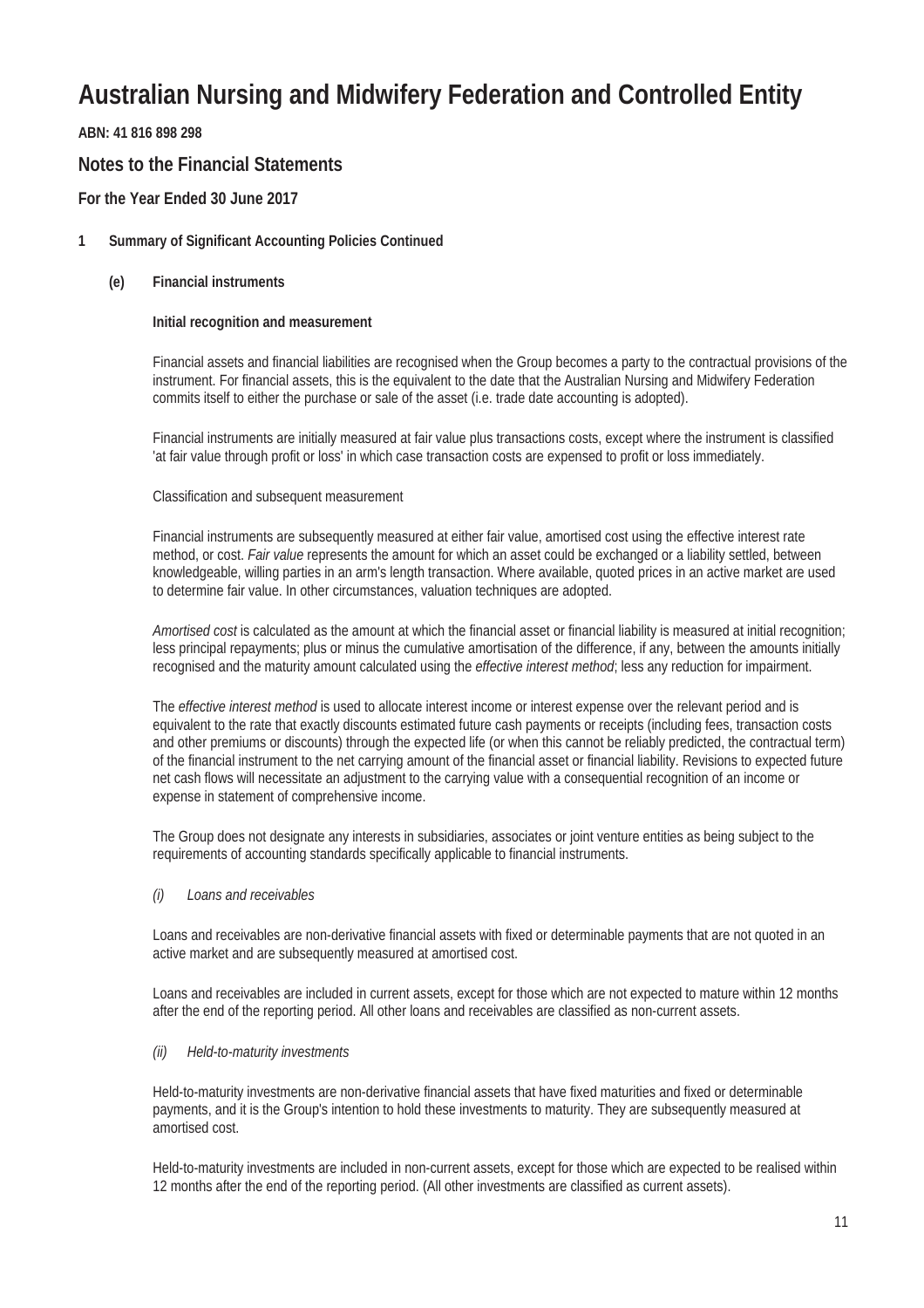# Australian Nursing and Midwifery Federation and Controlled Entity

**ABN: 41 816 898 298**

## Notes to the Financial Statements

**For the Year Ended 30 June 2017**

**1 Summary of Significant Accounting Policies Continued**

**(e) Financial instruments**

**Initial recognition and measurement**

Financial assets and financial liabilities are recognised when the Group becomes a party to the contractual provisions of the instrument. For financial assets, this is the equivalent to the date that the Australian Nursing and Midwifery Federation commits itself to either the purchase or sale of the asset (i.e. trade date accounting is adopted).

Financial instruments are initially measured at fair value plus transactions costs, except where the instrument is classified 'at fair value through profit or loss' in which case transaction costs are expensed to profit or loss immediately.

Classification and subsequent measurement

Financial instruments are subsequently measured at either fair value, amortised cost using the effective interest rate method, or cost. *Fair value* represents the amount for which an asset could be exchanged or a liability settled, between knowledgeable, willing parties in an arm's length transaction. Where available, quoted prices in an active market are used to determine fair value. In other circumstances, valuation techniques are adopted.

*Amortised cost* is calculated as the amount at which the financial asset or financial liability is measured at initial recognition; less principal repayments; plus or minus the cumulative amortisation of the difference, if any, between the amounts initially recognised and the maturity amount calculated using the *effective interest method*; less any reduction for impairment.

The *effective interest method* is used to allocate interest income or interest expense over the relevant period and is equivalent to the rate that exactly discounts estimated future cash payments or receipts (including fees, transaction costs and other premiums or discounts) through the expected life (or when this cannot be reliably predicted, the contractual term) of the financial instrument to the net carrying amount of the financial asset or financial liability. Revisions to expected future net cash flows will necessitate an adjustment to the carrying value with a consequential recognition of an income or expense in statement of comprehensive income.

The Group does not designate any interests in subsidiaries, associates or joint venture entities as being subject to the requirements of accounting standards specifically applicable to financial instruments.

*(i) Loans and receivables*

Loans and receivables are non-derivative financial assets with fixed or determinable payments that are not quoted in an active market and are subsequently measured at amortised cost.

Loans and receivables are included in current assets, except for those which are not expected to mature within 12 months after the end of the reporting period. All other loans and receivables are classified as non-current assets.

*(ii) Held-to-maturity investments*

Held-to-maturity investments are non-derivative financial assets that have fixed maturities and fixed or determinable payments, and it is the Group's intention to hold these investments to maturity. They are subsequently measured at amortised cost.

Held-to-maturity investments are included in non-current assets, except for those which are expected to be realised within 12 months after the end of the reporting period. (All other investments are classified as current assets).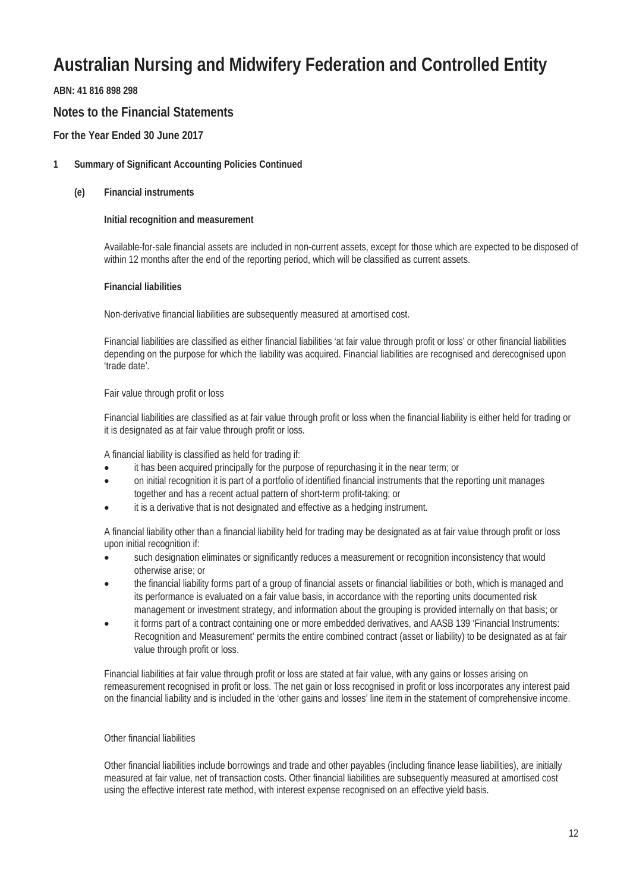# Australian Nursing and Midwifery Federation and Controlled Entity

**ABN: 41 816 898 298**

## Notes to the Financial Statements

**For the Year Ended 30 June 2017**

**1 Summary of Significant Accounting Policies Continued**

**(e) Financial instruments**

**Initial recognition and measurement**

Available-for-sale financial assets are included in non-current assets, except for those which are expected to be disposed of within 12 months after the end of the reporting period, which will be classified as current assets.

**Financial liabilities**

Non-derivative financial liabilities are subsequently measured at amortised cost.

Financial liabilities are classified as either financial liabilities 'at fair value through profit or loss' or other financial liabilities depending on the purpose for which the liability was acquired. Financial liabilities are recognised and derecognised upon 'trade date'.

Fair value through profit or loss

Financial liabilities are classified as at fair value through profit or loss when the financial liability is either held for trading or it is designated as at fair value through profit or loss.

A financial liability is classified as held for trading if:

- it has been acquired principally for the purpose of repurchasing it in the near term; or
- on initial recognition it is part of a portfolio of identified financial instruments that the reporting unit manages together and has a recent actual pattern of short-term profit-taking; or
- it is a derivative that is not designated and effective as a hedging instrument.

A financial liability other than a financial liability held for trading may be designated as at fair value through profit or loss upon initial recognition if:

- such designation eliminates or significantly reduces a measurement or recognition inconsistency that would otherwise arise; or
- the financial liability forms part of a group of financial assets or financial liabilities or both, which is managed and its performance is evaluated on a fair value basis, in accordance with the reporting units documented risk management or investment strategy, and information about the grouping is provided internally on that basis; or
- it forms part of a contract containing one or more embedded derivatives, and AASB 139 'Financial Instruments: Recognition and Measurement' permits the entire combined contract (asset or liability) to be designated as at fair value through profit or loss.

Financial liabilities at fair value through profit or loss are stated at fair value, with any gains or losses arising on remeasurement recognised in profit or loss. The net gain or loss recognised in profit or loss incorporates any interest paid on the financial liability and is included in the 'other gains and losses' line item in the statement of comprehensive income.

Other financial liabilities

Other financial liabilities include borrowings and trade and other payables (including finance lease liabilities), are initially measured at fair value, net of transaction costs. Other financial liabilities are subsequently measured at amortised cost using the effective interest rate method, with interest expense recognised on an effective yield basis.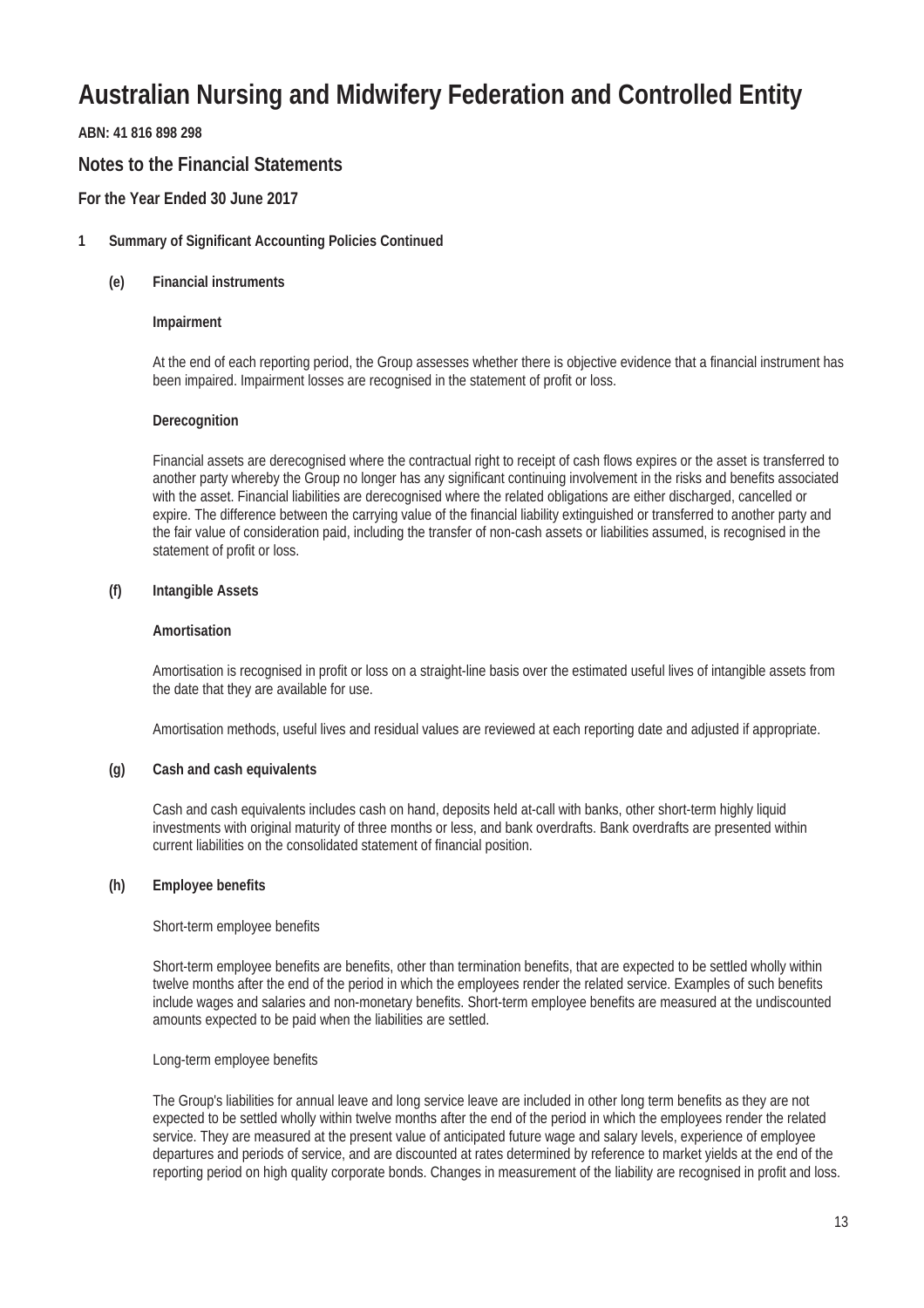# Australian Nursing and Midwifery Federation and Controlled Entity

**ABN: 41 816 898 298**

## Notes to the Financial Statements

**For the Year Ended 30 June 2017**

**1 Summary of Significant Accounting Policies Continued**

**(e) Financial instruments**

**Impairment**

At the end of each reporting period, the Group assesses whether there is objective evidence that a financial instrument has been impaired. Impairment losses are recognised in the statement of profit or loss.

**Derecognition**

Financial assets are derecognised where the contractual right to receipt of cash flows expires or the asset is transferred to another party whereby the Group no longer has any significant continuing involvement in the risks and benefits associated with the asset. Financial liabilities are derecognised where the related obligations are either discharged, cancelled or expire. The difference between the carrying value of the financial liability extinguished or transferred to another party and the fair value of consideration paid, including the transfer of non-cash assets or liabilities assumed, is recognised in the statement of profit or loss.

**(f) Intangible Assets**

**Amortisation**

Amortisation is recognised in profit or loss on a straight-line basis over the estimated useful lives of intangible assets from the date that they are available for use.

Amortisation methods, useful lives and residual values are reviewed at each reporting date and adjusted if appropriate.

**(g) Cash and cash equivalents**

Cash and cash equivalents includes cash on hand, deposits held at-call with banks, other short-term highly liquid investments with original maturity of three months or less, and bank overdrafts. Bank overdrafts are presented within current liabilities on the consolidated statement of financial position.

**(h) Employee benefits**

Short-term employee benefits

Short-term employee benefits are benefits, other than termination benefits, that are expected to be settled wholly within twelve months after the end of the period in which the employees render the related service. Examples of such benefits include wages and salaries and non-monetary benefits. Short-term employee benefits are measured at the undiscounted amounts expected to be paid when the liabilities are settled.

Long-term employee benefits

The Group's liabilities for annual leave and long service leave are included in other long term benefits as they are not expected to be settled wholly within twelve months after the end of the period in which the employees render the related service. They are measured at the present value of anticipated future wage and salary levels, experience of employee departures and periods of service, and are discounted at rates determined by reference to market yields at the end of the reporting period on high quality corporate bonds. Changes in measurement of the liability are recognised in profit and loss.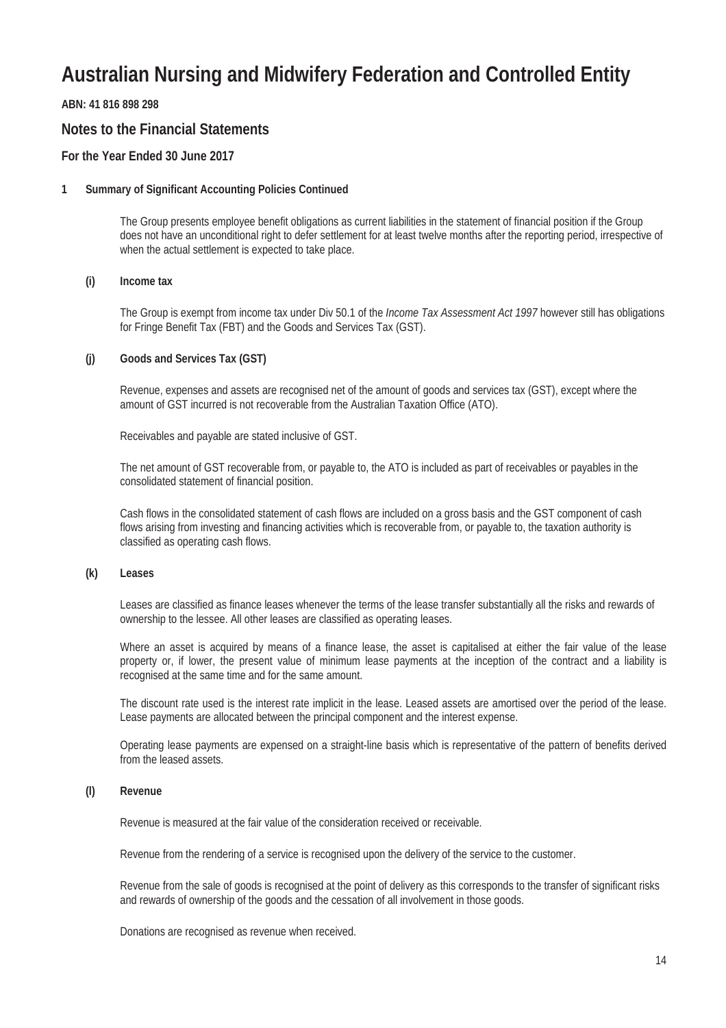# Australian Nursing and Midwifery Federation and Controlled Entity

**ABN: 41 816 898 298**

## Notes to the Financial Statements

### For the Year Ended 30 June 2017

#### 1 Summary of Significant Accounting Policies Continued

The Group presents employee benefit obligations as current liabilities in the statement of financial position if the Group does not have an unconditional right to defer settlement for at least twelve months after the reporting period, irrespective of when the actual settlement is expected to take place.

**(i) Income tax**

The Group is exempt from income tax under Div 50.1 of the *Income Tax Assessment Act 1997* however still has obligations for Fringe Benefit Tax (FBT) and the Goods and Services Tax (GST).

**(j) Goods and Services Tax (GST)**

Revenue, expenses and assets are recognised net of the amount of goods and services tax (GST), except where the amount of GST incurred is not recoverable from the Australian Taxation Office (ATO).

Receivables and payable are stated inclusive of GST.

The net amount of GST recoverable from, or payable to, the ATO is included as part of receivables or payables in the consolidated statement of financial position.

Cash flows in the consolidated statement of cash flows are included on a gross basis and the GST component of cash flows arising from investing and financing activities which is recoverable from, or payable to, the taxation authority is classified as operating cash flows.

**(k) Leases**

Leases are classified as finance leases whenever the terms of the lease transfer substantially all the risks and rewards of ownership to the lessee. All other leases are classified as operating leases.

Where an asset is acquired by means of a finance lease, the asset is capitalised at either the fair value of the lease property or, if lower, the present value of minimum lease payments at the inception of the contract and a liability is recognised at the same time and for the same amount.

The discount rate used is the interest rate implicit in the lease. Leased assets are amortised over the period of the lease. Lease payments are allocated between the principal component and the interest expense.

Operating lease payments are expensed on a straight-line basis which is representative of the pattern of benefits derived from the leased assets.

**(l) Revenue**

Revenue is measured at the fair value of the consideration received or receivable.

Revenue from the rendering of a service is recognised upon the delivery of the service to the customer.

Revenue from the sale of goods is recognised at the point of delivery as this corresponds to the transfer of significant risks and rewards of ownership of the goods and the cessation of all involvement in those goods.

Donations are recognised as revenue when received.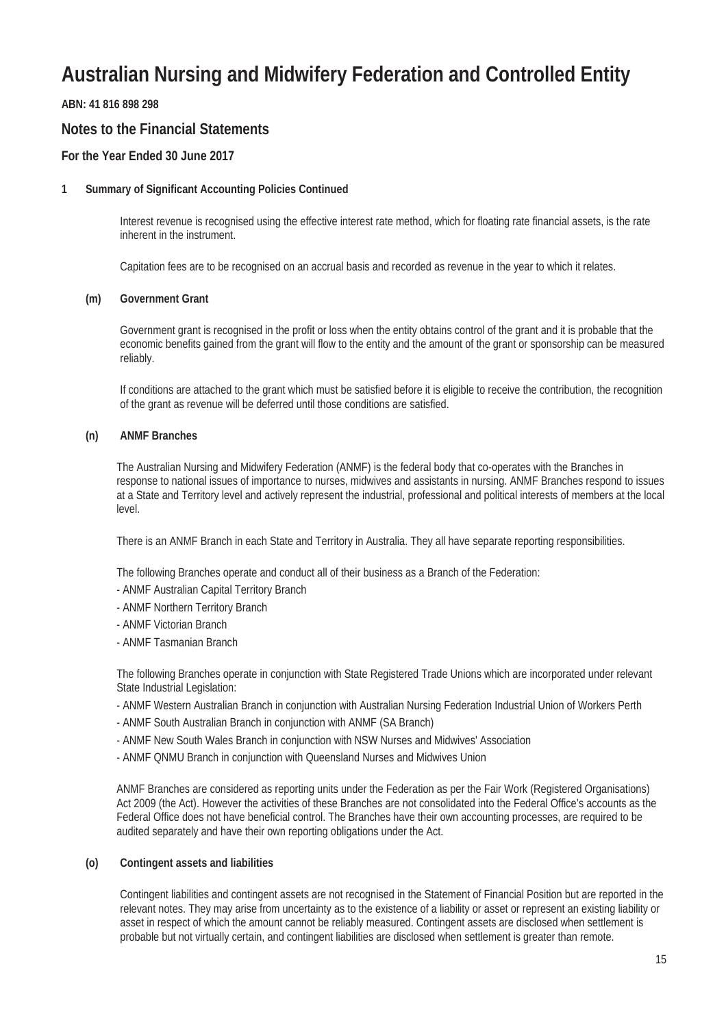# Australian Nursing and Midwifery Federation and Controlled Entity

**ABN: 41 816 898 298**

## Notes to the Financial Statements

### For the Year Ended 30 June 2017

**1 Summary of Significant Accounting Policies Continued**

Interest revenue is recognised using the effective interest rate method, which for floating rate financial assets, is the rate inherent in the instrument.

Capitation fees are to be recognised on an accrual basis and recorded as revenue in the year to which it relates.

**(m) Government Grant**

Government grant is recognised in the profit or loss when the entity obtains control of the grant and it is probable that the economic benefits gained from the grant will flow to the entity and the amount of the grant or sponsorship can be measured reliably.

If conditions are attached to the grant which must be satisfied before it is eligible to receive the contribution, the recognition of the grant as revenue will be deferred until those conditions are satisfied.

**(n) ANMF Branches**

The Australian Nursing and Midwifery Federation (ANMF) is the federal body that co-operates with the Branches in response to national issues of importance to nurses, midwives and assistants in nursing. ANMF Branches respond to issues at a State and Territory level and actively represent the industrial, professional and political interests of members at the local level.

There is an ANMF Branch in each State and Territory in Australia. They all have separate reporting responsibilities.

The following Branches operate and conduct all of their business as a Branch of the Federation:

- ANMF Australian Capital Territory Branch
- ANMF Northern Territory Branch
- ANMF Victorian Branch
- ANMF Tasmanian Branch

The following Branches operate in conjunction with State Registered Trade Unions which are incorporated under relevant State Industrial Legislation:

- ANMF Western Australian Branch in conjunction with Australian Nursing Federation Industrial Union of Workers Perth
- ANMF South Australian Branch in conjunction with ANMF (SA Branch)
- ANMF New South Wales Branch in conjunction with NSW Nurses and Midwives' Association
- ANMF QNMU Branch in conjunction with Queensland Nurses and Midwives Union

ANMF Branches are considered as reporting units under the Federation as per the Fair Work (Registered Organisations) Act 2009 (the Act). However the activities of these Branches are not consolidated into the Federal Office's accounts as the Federal Office does not have beneficial control. The Branches have their own accounting processes, are required to be audited separately and have their own reporting obligations under the Act.

**(o) Contingent assets and liabilities**

Contingent liabilities and contingent assets are not recognised in the Statement of Financial Position but are reported in the relevant notes. They may arise from uncertainty as to the existence of a liability or asset or represent an existing liability or asset in respect of which the amount cannot be reliably measured. Contingent assets are disclosed when settlement is probable but not virtually certain, and contingent liabilities are disclosed when settlement is greater than remote.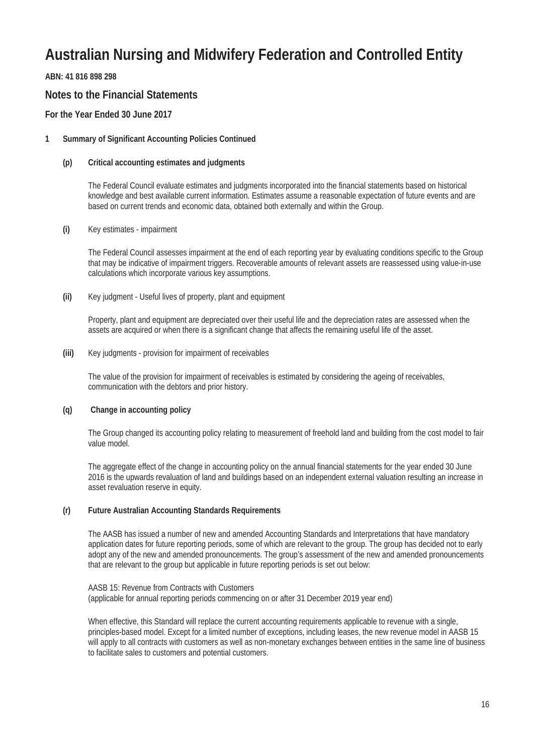# Australian Nursing and Midwifery Federation and Controlled Entity

**ABN: 41 816 898 298**

## Notes to the Financial Statements

### For the Year Ended 30 June 2017

**1 Summary of Significant Accounting Policies Continued**

**(p) Critical accounting estimates and judgments**

The Federal Council evaluate estimates and judgments incorporated into the financial statements based on historical knowledge and best available current information. Estimates assume a reasonable expectation of future events and are based on current trends and economic data, obtained both externally and within the Group.

**(i)** Key estimates - impairment

The Federal Council assesses impairment at the end of each reporting year by evaluating conditions specific to the Group that may be indicative of impairment triggers. Recoverable amounts of relevant assets are reassessed using value-in-use calculations which incorporate various key assumptions.

**(ii)** Key judgment - Useful lives of property, plant and equipment

Property, plant and equipment are depreciated over their useful life and the depreciation rates are assessed when the assets are acquired or when there is a significant change that affects the remaining useful life of the asset.

**(iii)** Key judgments - provision for impairment of receivables

The value of the provision for impairment of receivables is estimated by considering the ageing of receivables, communication with the debtors and prior history.

**(q) Change in accounting policy**

The Group changed its accounting policy relating to measurement of freehold land and building from the cost model to fair value model.

The aggregate effect of the change in accounting policy on the annual financial statements for the year ended 30 June 2016 is the upwards revaluation of land and buildings based on an independent external valuation resulting an increase in asset revaluation reserve in equity.

**(r) Future Australian Accounting Standards Requirements**

The AASB has issued a number of new and amended Accounting Standards and Interpretations that have mandatory application dates for future reporting periods, some of which are relevant to the group. The group has decided not to early adopt any of the new and amended pronouncements. The group's assessment of the new and amended pronouncements that are relevant to the group but applicable in future reporting periods is set out below:

AASB 15: Revenue from Contracts with Customers
(applicable for annual reporting periods commencing on or after 31 December 2019 year end)

When effective, this Standard will replace the current accounting requirements applicable to revenue with a single, principles-based model. Except for a limited number of exceptions, including leases, the new revenue model in AASB 15 will apply to all contracts with customers as well as non-monetary exchanges between entities in the same line of business to facilitate sales to customers and potential customers.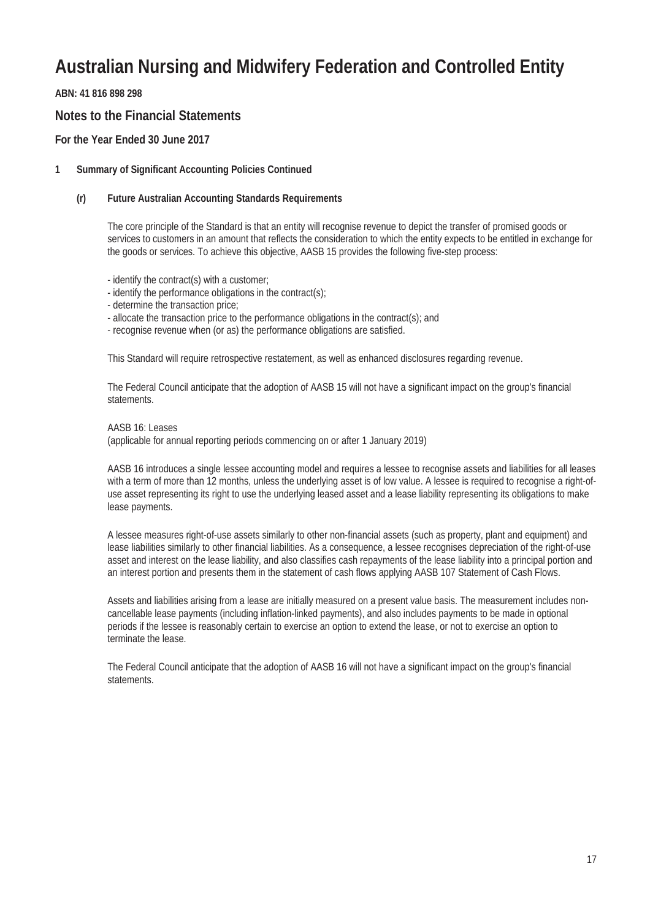# Australian Nursing and Midwifery Federation and Controlled Entity

**ABN: 41 816 898 298**

## Notes to the Financial Statements

### For the Year Ended 30 June 2017

**1 Summary of Significant Accounting Policies Continued**

**(r) Future Australian Accounting Standards Requirements**

The core principle of the Standard is that an entity will recognise revenue to depict the transfer of promised goods or services to customers in an amount that reflects the consideration to which the entity expects to be entitled in exchange for the goods or services. To achieve this objective, AASB 15 provides the following five-step process:

- identify the contract(s) with a customer;
- identify the performance obligations in the contract(s);
- determine the transaction price;
- allocate the transaction price to the performance obligations in the contract(s); and
- recognise revenue when (or as) the performance obligations are satisfied.

This Standard will require retrospective restatement, as well as enhanced disclosures regarding revenue.

The Federal Council anticipate that the adoption of AASB 15 will not have a significant impact on the group's financial statements.

AASB 16: Leases
(applicable for annual reporting periods commencing on or after 1 January 2019)

AASB 16 introduces a single lessee accounting model and requires a lessee to recognise assets and liabilities for all leases with a term of more than 12 months, unless the underlying asset is of low value. A lessee is required to recognise a right-of-use asset representing its right to use the underlying leased asset and a lease liability representing its obligations to make lease payments.

A lessee measures right-of-use assets similarly to other non-financial assets (such as property, plant and equipment) and lease liabilities similarly to other financial liabilities. As a consequence, a lessee recognises depreciation of the right-of-use asset and interest on the lease liability, and also classifies cash repayments of the lease liability into a principal portion and an interest portion and presents them in the statement of cash flows applying AASB 107 Statement of Cash Flows.

Assets and liabilities arising from a lease are initially measured on a present value basis. The measurement includes non-cancellable lease payments (including inflation-linked payments), and also includes payments to be made in optional periods if the lessee is reasonably certain to exercise an option to extend the lease, or not to exercise an option to terminate the lease.

The Federal Council anticipate that the adoption of AASB 16 will not have a significant impact on the group's financial statements.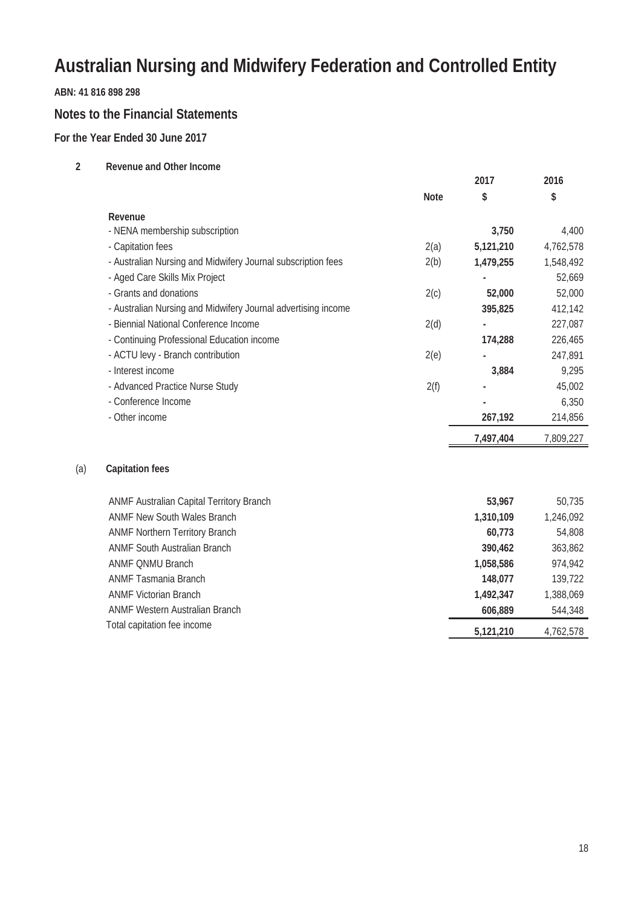# Australian Nursing and Midwifery Federation and Controlled Entity

**ABN: 41 816 898 298**

## Notes to the Financial Statements

### For the Year Ended 30 June 2017

**2 Revenue and Other Income**

| | Note | 2017 $ | 2016 $ |
|---|---|---|---|
| **Revenue** | | | |
| - NENA membership subscription | | **3,750** | 4,400 |
| - Capitation fees | 2(a) | **5,121,210** | 4,762,578 |
| - Australian Nursing and Midwifery Journal subscription fees | 2(b) | **1,479,255** | 1,548,492 |
| - Aged Care Skills Mix Project | | **-** | 52,669 |
| - Grants and donations | 2(c) | **52,000** | 52,000 |
| - Australian Nursing and Midwifery Journal advertising income | | **395,825** | 412,142 |
| - Biennial National Conference Income | 2(d) | **-** | 227,087 |
| - Continuing Professional Education income | | **174,288** | 226,465 |
| - ACTU levy - Branch contribution | 2(e) | **-** | 247,891 |
| - Interest income | | **3,884** | 9,295 |
| - Advanced Practice Nurse Study | 2(f) | **-** | 45,002 |
| - Conference Income | | **-** | 6,350 |
| - Other income | | **267,192** | 214,856 |
| | | **7,497,404** | 7,809,227 |

**(a) Capitation fees**

| | 2017 $ | 2016 $ |
|---|---|---|
| ANMF Australian Capital Territory Branch | **53,967** | 50,735 |
| ANMF New South Wales Branch | **1,310,109** | 1,246,092 |
| ANMF Northern Territory Branch | **60,773** | 54,808 |
| ANMF South Australian Branch | **390,462** | 363,862 |
| ANMF QNMU Branch | **1,058,586** | 974,942 |
| ANMF Tasmania Branch | **148,077** | 139,722 |
| ANMF Victorian Branch | **1,492,347** | 1,388,069 |
| ANMF Western Australian Branch | **606,889** | 544,348 |
| Total capitation fee income | **5,121,210** | 4,762,578 |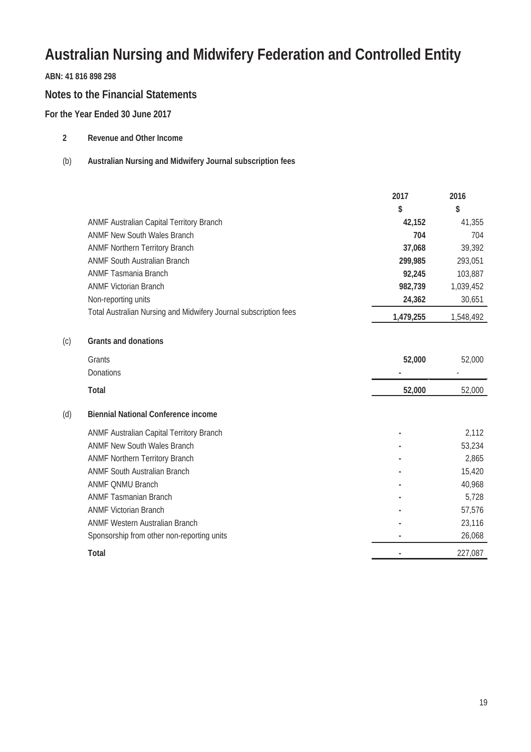# Australian Nursing and Midwifery Federation and Controlled Entity

**ABN: 41 816 898 298**

## Notes to the Financial Statements

### For the Year Ended 30 June 2017

**2 Revenue and Other Income**

**(b) Australian Nursing and Midwifery Journal subscription fees**

| | 2017 | 2016 |
|---|---|---|
| | $ | $ |
| ANMF Australian Capital Territory Branch | **42,152** | 41,355 |
| ANMF New South Wales Branch | **704** | 704 |
| ANMF Northern Territory Branch | **37,068** | 39,392 |
| ANMF South Australian Branch | **299,985** | 293,051 |
| ANMF Tasmania Branch | **92,245** | 103,887 |
| ANMF Victorian Branch | **982,739** | 1,039,452 |
| Non-reporting units | **24,362** | 30,651 |
| Total Australian Nursing and Midwifery Journal subscription fees | **1,479,255** | 1,548,492 |

**(c) Grants and donations**

| | 2017 | 2016 |
|---|---|---|
| Grants | **52,000** | 52,000 |
| Donations | **-** | - |
| **Total** | **52,000** | 52,000 |

**(d) Biennial National Conference income**

| | 2017 | 2016 |
|---|---|---|
| ANMF Australian Capital Territory Branch | **-** | 2,112 |
| ANMF New South Wales Branch | **-** | 53,234 |
| ANMF Northern Territory Branch | **-** | 2,865 |
| ANMF South Australian Branch | **-** | 15,420 |
| ANMF QNMU Branch | **-** | 40,968 |
| ANMF Tasmanian Branch | **-** | 5,728 |
| ANMF Victorian Branch | **-** | 57,576 |
| ANMF Western Australian Branch | **-** | 23,116 |
| Sponsorship from other non-reporting units | **-** | 26,068 |
| **Total** | **-** | 227,087 |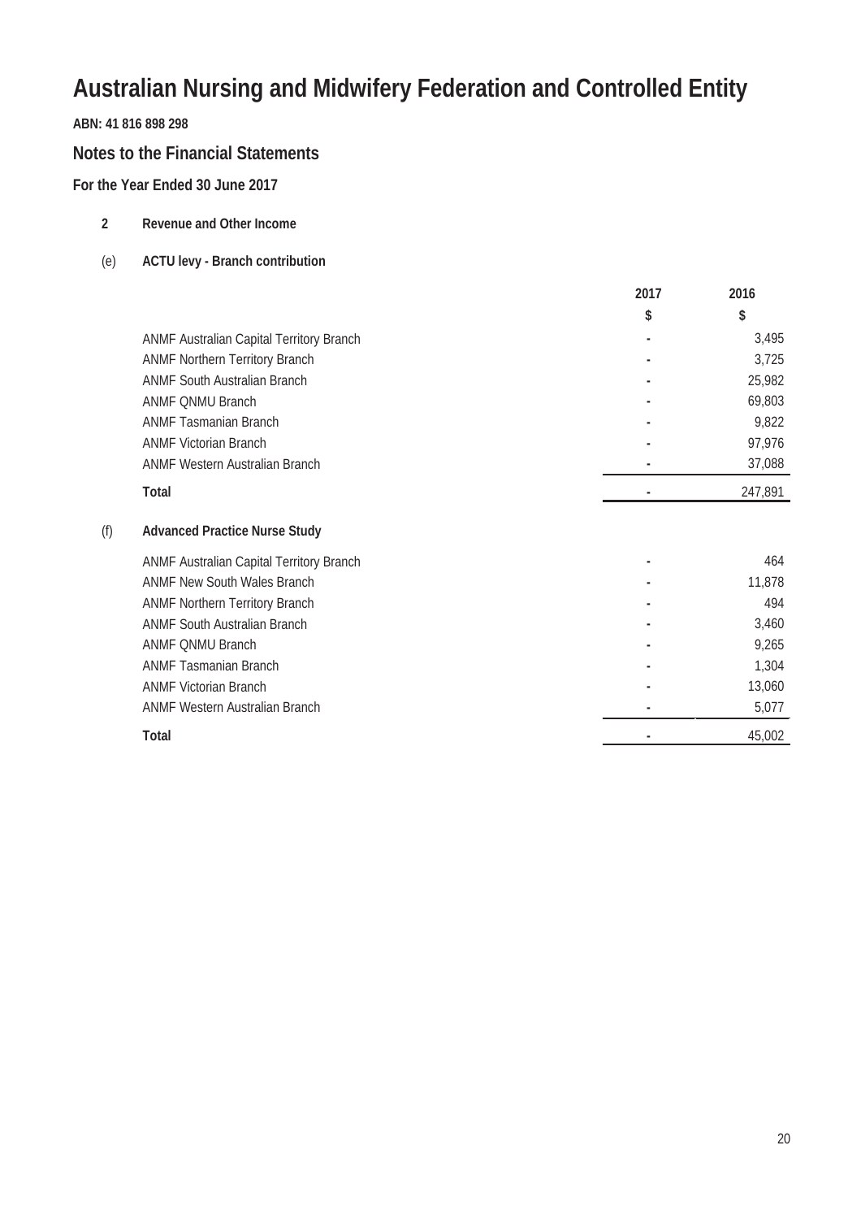# Australian Nursing and Midwifery Federation and Controlled Entity

**ABN: 41 816 898 298**

## Notes to the Financial Statements

### For the Year Ended 30 June 2017

**2 Revenue and Other Income**

**(e) ACTU levy - Branch contribution**

| | 2017 | 2016 |
|---|---|---|
| | $ | $ |
| ANMF Australian Capital Territory Branch | - | 3,495 |
| ANMF Northern Territory Branch | - | 3,725 |
| ANMF South Australian Branch | - | 25,982 |
| ANMF QNMU Branch | - | 69,803 |
| ANMF Tasmanian Branch | - | 9,822 |
| ANMF Victorian Branch | - | 97,976 |
| ANMF Western Australian Branch | - | 37,088 |
| **Total** | - | 247,891 |

**(f) Advanced Practice Nurse Study**

| | 2017 | 2016 |
|---|---|---|
| ANMF Australian Capital Territory Branch | - | 464 |
| ANMF New South Wales Branch | - | 11,878 |
| ANMF Northern Territory Branch | - | 494 |
| ANMF South Australian Branch | - | 3,460 |
| ANMF QNMU Branch | - | 9,265 |
| ANMF Tasmanian Branch | - | 1,304 |
| ANMF Victorian Branch | - | 13,060 |
| ANMF Western Australian Branch | - | 5,077 |
| **Total** | - | 45,002 |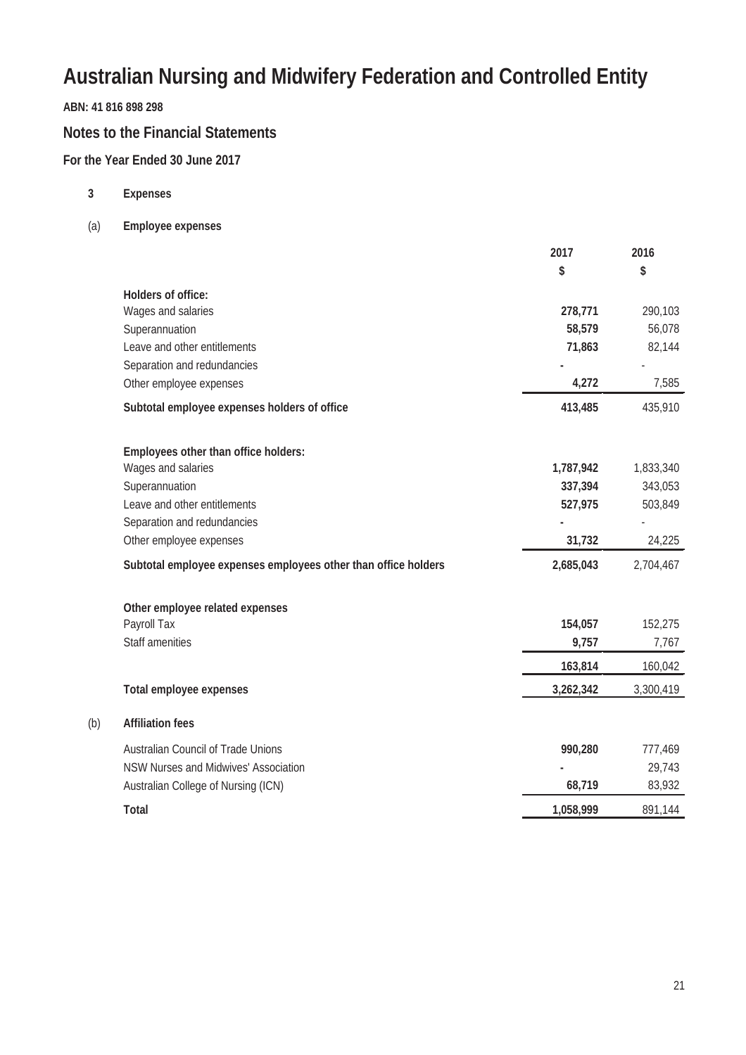# Australian Nursing and Midwifery Federation and Controlled Entity

**ABN: 41 816 898 298**

## Notes to the Financial Statements

### For the Year Ended 30 June 2017

**3 Expenses**

(a) **Employee expenses**

| | 2017 | 2016 |
|---|---|---|
| | $ | $ |
| **Holders of office:** | | |
| Wages and salaries | **278,771** | 290,103 |
| Superannuation | **58,579** | 56,078 |
| Leave and other entitlements | **71,863** | 82,144 |
| Separation and redundancies | **-** | - |
| Other employee expenses | **4,272** | 7,585 |
| **Subtotal employee expenses holders of office** | **413,485** | 435,910 |
| | | |
| **Employees other than office holders:** | | |
| Wages and salaries | **1,787,942** | 1,833,340 |
| Superannuation | **337,394** | 343,053 |
| Leave and other entitlements | **527,975** | 503,849 |
| Separation and redundancies | **-** | - |
| Other employee expenses | **31,732** | 24,225 |
| **Subtotal employee expenses employees other than office holders** | **2,685,043** | 2,704,467 |
| | | |
| **Other employee related expenses** | | |
| Payroll Tax | **154,057** | 152,275 |
| Staff amenities | **9,757** | 7,767 |
| | **163,814** | 160,042 |
| **Total employee expenses** | **3,262,342** | 3,300,419 |

(b) **Affiliation fees**

| | 2017 | 2016 |
|---|---|---|
| Australian Council of Trade Unions | **990,280** | 777,469 |
| NSW Nurses and Midwives' Association | **-** | 29,743 |
| Australian College of Nursing (ICN) | **68,719** | 83,932 |
| **Total** | **1,058,999** | 891,144 |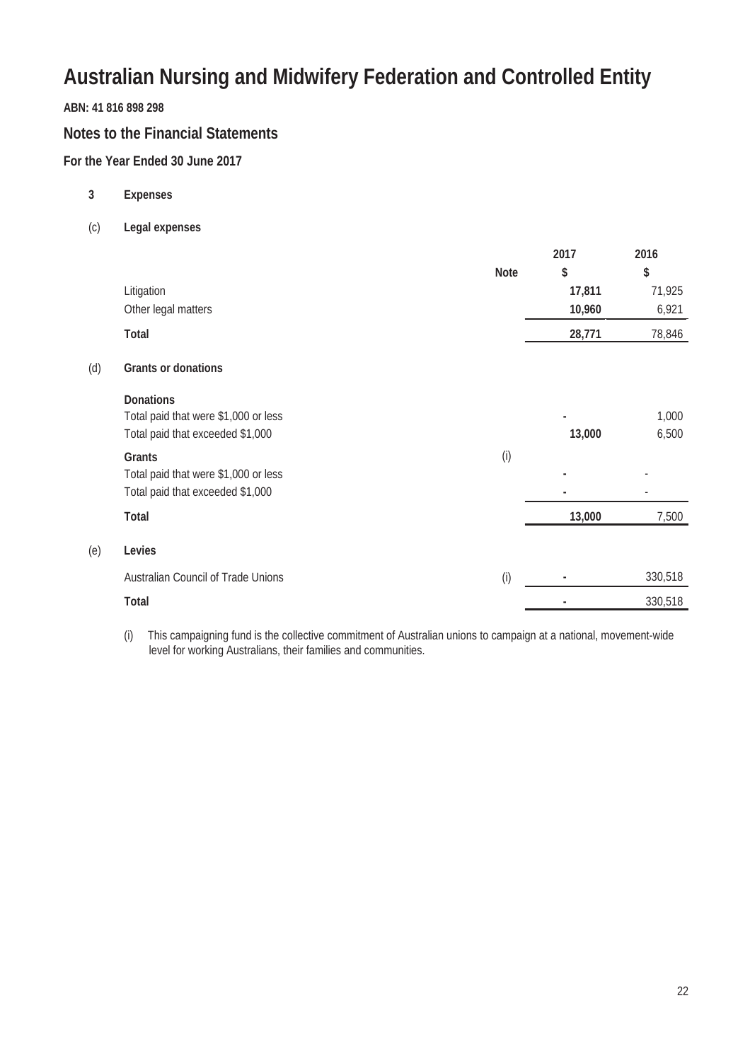# Australian Nursing and Midwifery Federation and Controlled Entity

**ABN: 41 816 898 298**

## Notes to the Financial Statements

### For the Year Ended 30 June 2017

**3 Expenses**

(c) **Legal expenses**

| | Note | 2017 $ | 2016 $ |
|---|---|---|---|
| Litigation | | **17,811** | 71,925 |
| Other legal matters | | **10,960** | 6,921 |
| **Total** | | **28,771** | 78,846 |

(d) **Grants or donations**

| | Note | 2017 $ | 2016 $ |
|---|---|---|---|
| **Donations** | | | |
| Total paid that were $1,000 or less | | **-** | 1,000 |
| Total paid that exceeded $1,000 | | **13,000** | 6,500 |
| **Grants** | (i) | | |
| Total paid that were $1,000 or less | | **-** | - |
| Total paid that exceeded $1,000 | | **-** | - |
| **Total** | | **13,000** | 7,500 |

(e) **Levies**

| | Note | 2017 $ | 2016 $ |
|---|---|---|---|
| Australian Council of Trade Unions | (i) | **-** | 330,518 |
| **Total** | | **-** | 330,518 |

(i) This campaigning fund is the collective commitment of Australian unions to campaign at a national, movement-wide level for working Australians, their families and communities.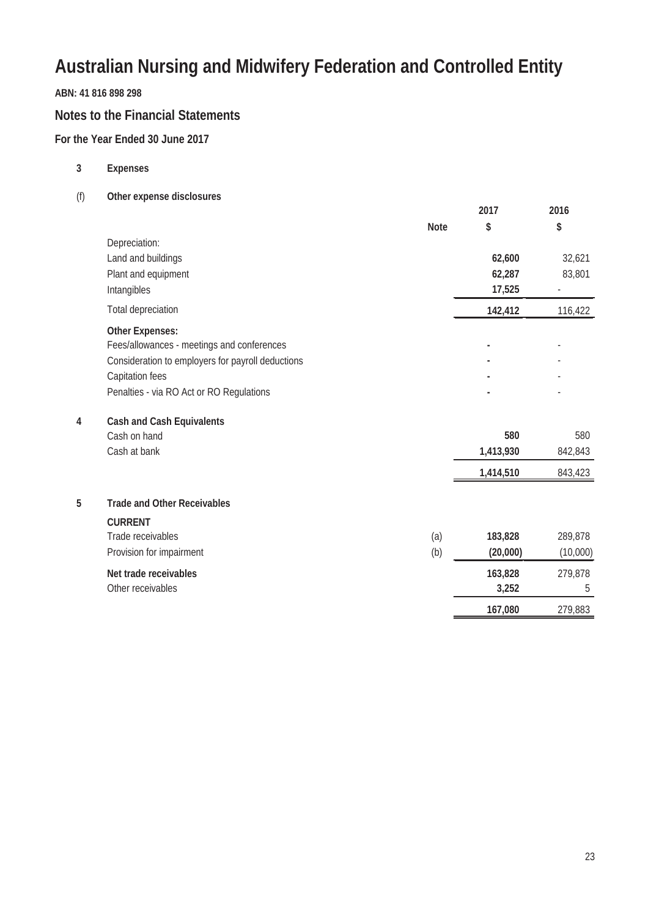# Australian Nursing and Midwifery Federation and Controlled Entity

**ABN: 41 816 898 298**

## Notes to the Financial Statements

### For the Year Ended 30 June 2017

**3 Expenses**

**(f) Other expense disclosures**

| | Note | 2017 $ | 2016 $ |
|---|---|---|---|
| Depreciation: | | | |
| Land and buildings | | **62,600** | 32,621 |
| Plant and equipment | | **62,287** | 83,801 |
| Intangibles | | **17,525** | - |
| Total depreciation | | **142,412** | 116,422 |
| **Other Expenses:** | | | |
| Fees/allowances - meetings and conferences | | **-** | - |
| Consideration to employers for payroll deductions | | **-** | - |
| Capitation fees | | **-** | - |
| Penalties - via RO Act or RO Regulations | | **-** | - |

**4 Cash and Cash Equivalents**

| | 2017 $ | 2016 $ |
|---|---|---|
| Cash on hand | **580** | 580 |
| Cash at bank | **1,413,930** | 842,843 |
| | **1,414,510** | 843,423 |

**5 Trade and Other Receivables**

| | Note | 2017 $ | 2016 $ |
|---|---|---|---|
| **CURRENT** | | | |
| Trade receivables | (a) | **183,828** | 289,878 |
| Provision for impairment | (b) | **(20,000)** | (10,000) |
| **Net trade receivables** | | **163,828** | 279,878 |
| Other receivables | | **3,252** | 5 |
| | | **167,080** | 279,883 |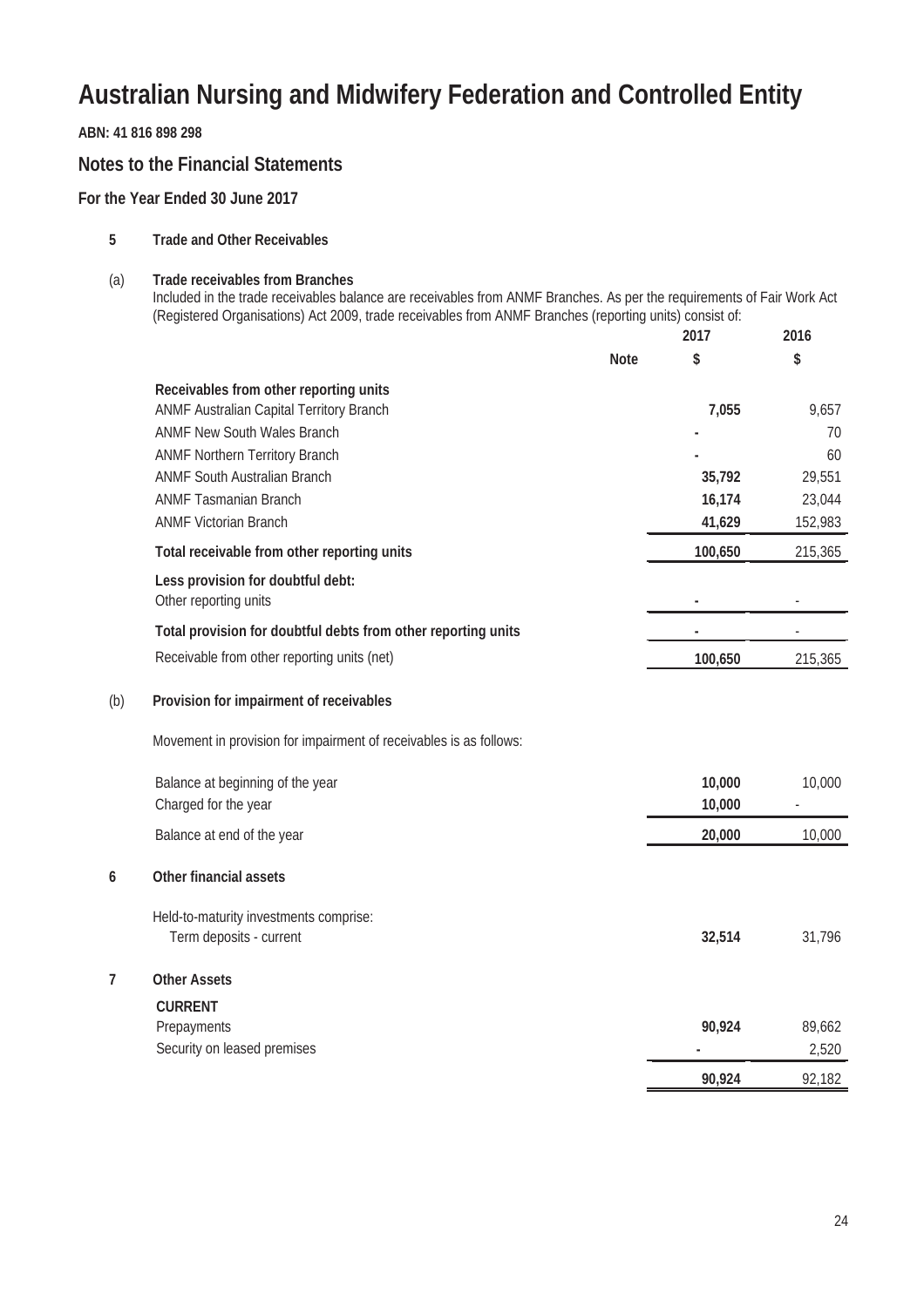# Australian Nursing and Midwifery Federation and Controlled Entity

**ABN: 41 816 898 298**

## Notes to the Financial Statements

### For the Year Ended 30 June 2017

**5 Trade and Other Receivables**

**(a) Trade receivables from Branches**

Included in the trade receivables balance are receivables from ANMF Branches. As per the requirements of Fair Work Act (Registered Organisations) Act 2009, trade receivables from ANMF Branches (reporting units) consist of:

| | Note | 2017 $ | 2016 $ |
|---|---|---|---|
| **Receivables from other reporting units** | | | |
| ANMF Australian Capital Territory Branch | | **7,055** | 9,657 |
| ANMF New South Wales Branch | | **-** | 70 |
| ANMF Northern Territory Branch | | **-** | 60 |
| ANMF South Australian Branch | | **35,792** | 29,551 |
| ANMF Tasmanian Branch | | **16,174** | 23,044 |
| ANMF Victorian Branch | | **41,629** | 152,983 |
| **Total receivable from other reporting units** | | **100,650** | 215,365 |
| **Less provision for doubtful debt:** | | | |
| Other reporting units | | **-** | - |
| **Total provision for doubtful debts from other reporting units** | | **-** | - |
| Receivable from other reporting units (net) | | **100,650** | 215,365 |

**(b) Provision for impairment of receivables**

Movement in provision for impairment of receivables is as follows:

| | 2017 $ | 2016 $ |
|---|---|---|
| Balance at beginning of the year | **10,000** | 10,000 |
| Charged for the year | **10,000** | - |
| Balance at end of the year | **20,000** | 10,000 |

**6 Other financial assets**

| | 2017 $ | 2016 $ |
|---|---|---|
| Held-to-maturity investments comprise: | | |
| Term deposits - current | **32,514** | 31,796 |

**7 Other Assets**

| | 2017 $ | 2016 $ |
|---|---|---|
| **CURRENT** | | |
| Prepayments | **90,924** | 89,662 |
| Security on leased premises | **-** | 2,520 |
| | **90,924** | 92,182 |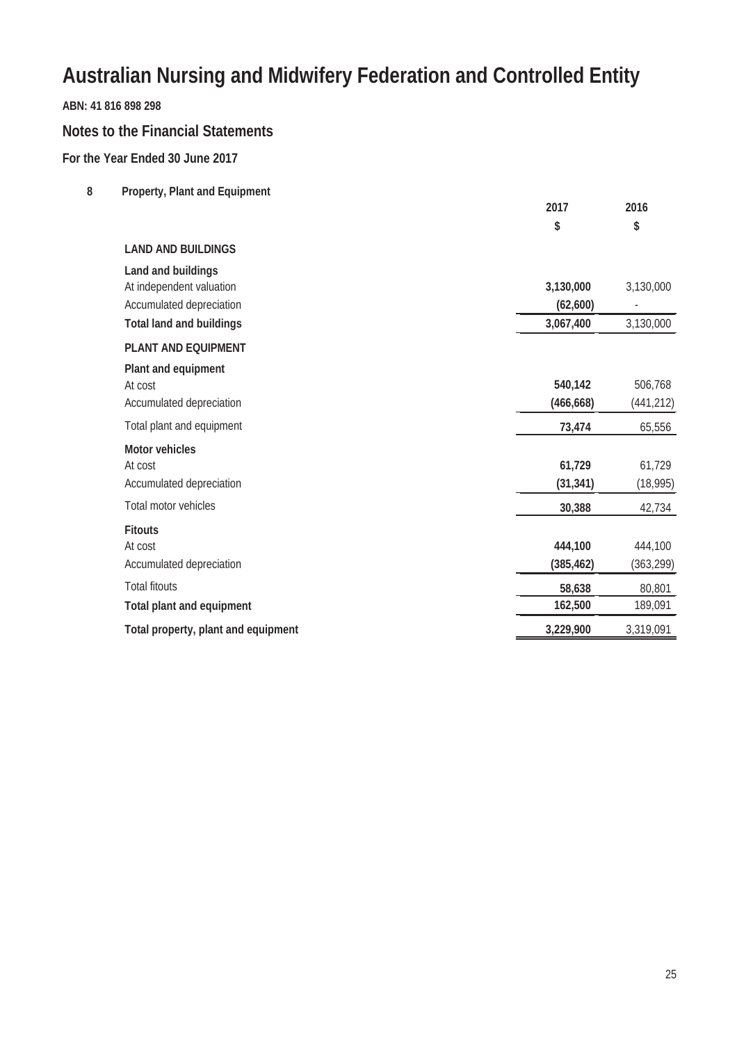# Australian Nursing and Midwifery Federation and Controlled Entity

**ABN: 41 816 898 298**

## Notes to the Financial Statements

### For the Year Ended 30 June 2017

**8 Property, Plant and Equipment**

| | 2017 | 2016 |
|---|---|---|
| | $ | $ |
| **LAND AND BUILDINGS** | | |
| **Land and buildings** | | |
| At independent valuation | **3,130,000** | 3,130,000 |
| Accumulated depreciation | **(62,600)** | - |
| **Total land and buildings** | **3,067,400** | 3,130,000 |
| **PLANT AND EQUIPMENT** | | |
| **Plant and equipment** | | |
| At cost | **540,142** | 506,768 |
| Accumulated depreciation | **(466,668)** | (441,212) |
| Total plant and equipment | **73,474** | 65,556 |
| **Motor vehicles** | | |
| At cost | **61,729** | 61,729 |
| Accumulated depreciation | **(31,341)** | (18,995) |
| Total motor vehicles | **30,388** | 42,734 |
| **Fitouts** | | |
| At cost | **444,100** | 444,100 |
| Accumulated depreciation | **(385,462)** | (363,299) |
| Total fitouts | **58,638** | 80,801 |
| **Total plant and equipment** | **162,500** | 189,091 |
| **Total property, plant and equipment** | **3,229,900** | 3,319,091 |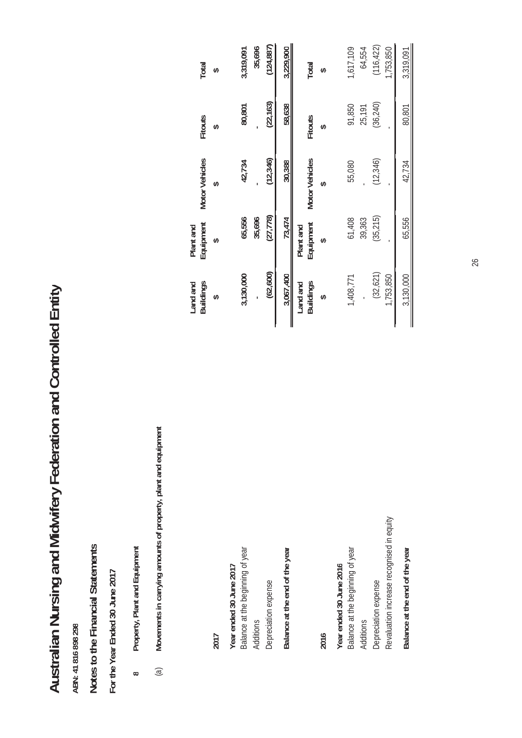# Australian Nursing and Midwifery Federation and Controlled Entity

**ABN: 41 816 898 298**

## Notes to the Financial Statements

**For the Year Ended 30 June 2017**

### 8 Property, Plant and Equipment

#### (a) Movements in carrying amounts of property, plant and equipment

| 2017 | Land and Buildings | Plant and Equipment | Motor Vehicles | Fitouts | Total |
|---|---|---|---|---|---|
| | $ | $ | $ | $ | $ |
| **Year ended 30 June 2017** | | | | | |
| Balance at the beginning of year | 3,130,000 | 65,556 | 42,734 | 80,801 | 3,319,091 |
| Additions | - | 35,696 | - | - | 35,696 |
| Depreciation expense | (62,600) | (27,778) | (12,346) | (22,163) | (124,887) |
| **Balance at the end of the year** | 3,067,400 | 73,474 | 30,388 | 58,638 | 3,229,900 |

| 2016 | Land and Buildings | Plant and Equipment | Motor Vehicles | Fitouts | Total |
|---|---|---|---|---|---|
| | $ | $ | $ | $ | $ |
| **Year ended 30 June 2016** | | | | | |
| Balance at the beginning of year | 1,408,771 | 61,408 | 55,080 | 91,850 | 1,617,109 |
| Additions | - | 39,363 | - | 25,191 | 64,554 |
| Depreciation expense | (32,621) | (35,215) | (12,346) | (36,240) | (116,422) |
| Revaluation increase recognised in equity | 1,753,850 | - | - | - | 1,753,850 |
| **Balance at the end of the year** | 3,130,000 | 65,556 | 42,734 | 80,801 | 3,319,091 |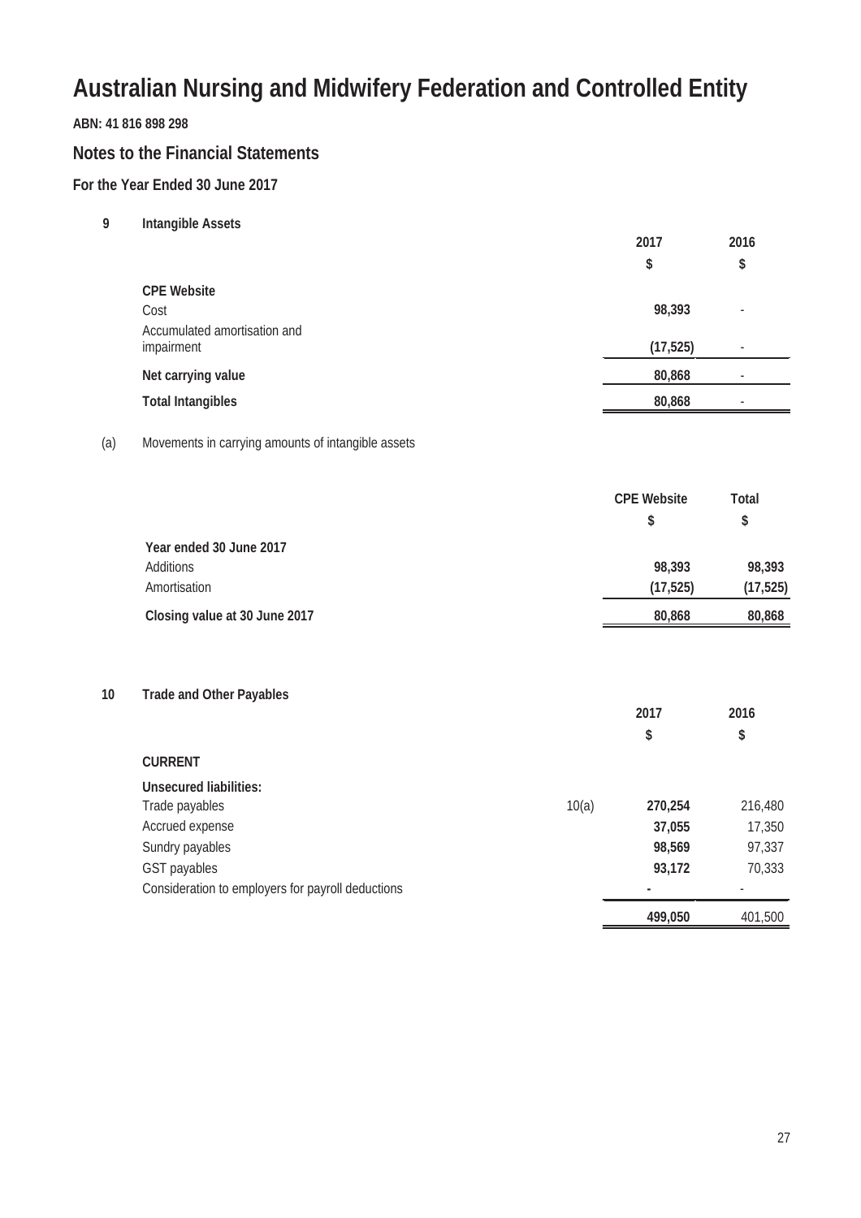# Australian Nursing and Midwifery Federation and Controlled Entity

**ABN: 41 816 898 298**

## Notes to the Financial Statements

### For the Year Ended 30 June 2017

**9 Intangible Assets**

| | 2017 | 2016 |
|---|---|---|
| | $ | $ |
| **CPE Website** | | |
| Cost | 98,393 | - |
| Accumulated amortisation and impairment | (17,525) | - |
| **Net carrying value** | 80,868 | - |
| **Total Intangibles** | 80,868 | - |

(a) Movements in carrying amounts of intangible assets

| | CPE Website | Total |
|---|---|---|
| | $ | $ |
| **Year ended 30 June 2017** | | |
| Additions | 98,393 | 98,393 |
| Amortisation | (17,525) | (17,525) |
| **Closing value at 30 June 2017** | 80,868 | 80,868 |

**10 Trade and Other Payables**

| | | 2017 | 2016 |
|---|---|---|---|
| | | $ | $ |
| **CURRENT** | | | |
| **Unsecured liabilities:** | | | |
| Trade payables | 10(a) | 270,254 | 216,480 |
| Accrued expense | | 37,055 | 17,350 |
| Sundry payables | | 98,569 | 97,337 |
| GST payables | | 93,172 | 70,333 |
| Consideration to employers for payroll deductions | | - | - |
| | | 499,050 | 401,500 |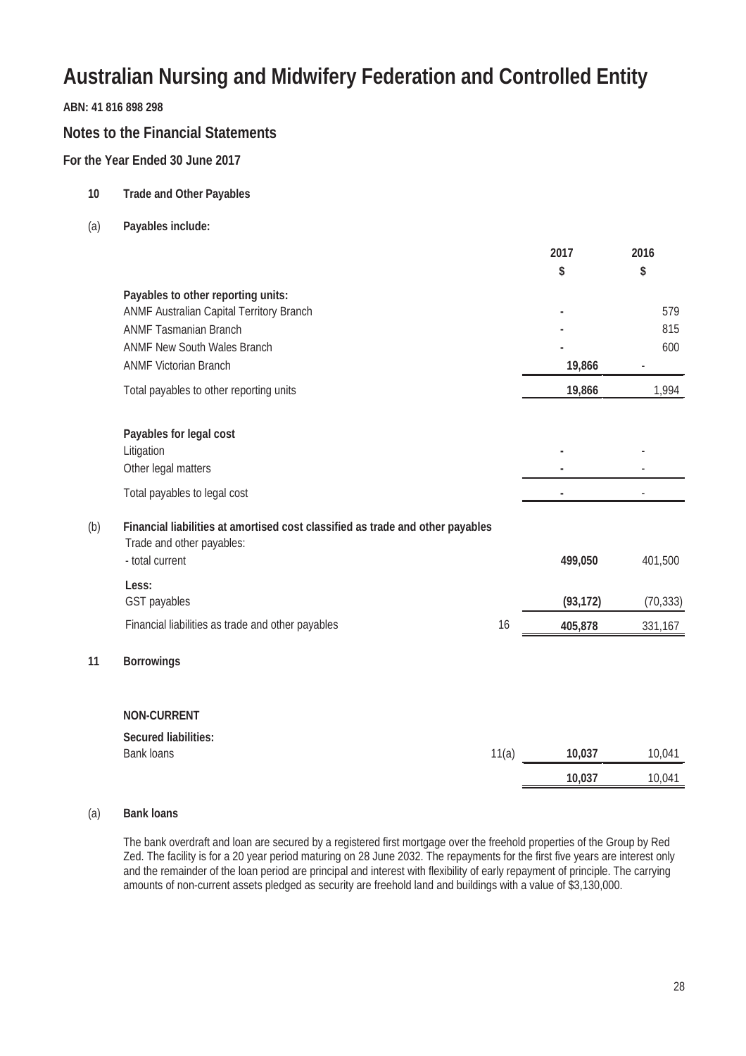# Australian Nursing and Midwifery Federation and Controlled Entity

**ABN: 41 816 898 298**

## Notes to the Financial Statements

### For the Year Ended 30 June 2017

**10 Trade and Other Payables**

(a) **Payables include:**

| | | 2017 | 2016 |
|---|---|---|---|
| | | $ | $ |
| **Payables to other reporting units:** | | | |
| ANMF Australian Capital Territory Branch | | - | 579 |
| ANMF Tasmanian Branch | | - | 815 |
| ANMF New South Wales Branch | | - | 600 |
| ANMF Victorian Branch | | 19,866 | - |
| Total payables to other reporting units | | 19,866 | 1,994 |
| | | | |
| **Payables for legal cost** | | | |
| Litigation | | - | - |
| Other legal matters | | - | - |
| Total payables to legal cost | | - | - |

(b) **Financial liabilities at amortised cost classified as trade and other payables**

| | Note | 2017 | 2016 |
|---|---|---|---|
| Trade and other payables: | | | |
| - total current | | 499,050 | 401,500 |
| **Less:** | | | |
| GST payables | | (93,172) | (70,333) |
| Financial liabilities as trade and other payables | 16 | 405,878 | 331,167 |

**11 Borrowings**

| | Note | 2017 | 2016 |
|---|---|---|---|
| **NON-CURRENT** | | | |
| **Secured liabilities:** | | | |
| Bank loans | 11(a) | 10,037 | 10,041 |
| | | 10,037 | 10,041 |

(a) **Bank loans**

The bank overdraft and loan are secured by a registered first mortgage over the freehold properties of the Group by Red Zed. The facility is for a 20 year period maturing on 28 June 2032. The repayments for the first five years are interest only and the remainder of the loan period are principal and interest with flexibility of early repayment of principle. The carrying amounts of non-current assets pledged as security are freehold land and buildings with a value of $3,130,000.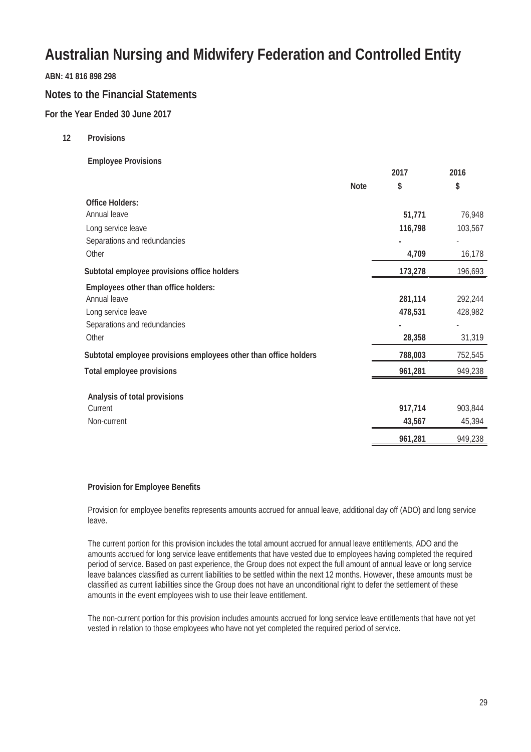# Australian Nursing and Midwifery Federation and Controlled Entity

**ABN: 41 816 898 298**

## Notes to the Financial Statements

### For the Year Ended 30 June 2017

**12 Provisions**

**Employee Provisions**

| | Note | 2017 $ | 2016 $ |
|---|---|---|---|
| **Office Holders:** | | | |
| Annual leave | | **51,771** | 76,948 |
| Long service leave | | **116,798** | 103,567 |
| Separations and redundancies | | **-** | - |
| Other | | **4,709** | 16,178 |
| **Subtotal employee provisions office holders** | | **173,278** | 196,693 |
| **Employees other than office holders:** | | | |
| Annual leave | | **281,114** | 292,244 |
| Long service leave | | **478,531** | 428,982 |
| Separations and redundancies | | **-** | - |
| Other | | **28,358** | 31,319 |
| **Subtotal employee provisions employees other than office holders** | | **788,003** | 752,545 |
| **Total employee provisions** | | **961,281** | 949,238 |
| **Analysis of total provisions** | | | |
| Current | | **917,714** | 903,844 |
| Non-current | | **43,567** | 45,394 |
| | | **961,281** | 949,238 |

**Provision for Employee Benefits**

Provision for employee benefits represents amounts accrued for annual leave, additional day off (ADO) and long service leave.

The current portion for this provision includes the total amount accrued for annual leave entitlements, ADO and the amounts accrued for long service leave entitlements that have vested due to employees having completed the required period of service. Based on past experience, the Group does not expect the full amount of annual leave or long service leave balances classified as current liabilities to be settled within the next 12 months. However, these amounts must be classified as current liabilities since the Group does not have an unconditional right to defer the settlement of these amounts in the event employees wish to use their leave entitlement.

The non-current portion for this provision includes amounts accrued for long service leave entitlements that have not yet vested in relation to those employees who have not yet completed the required period of service.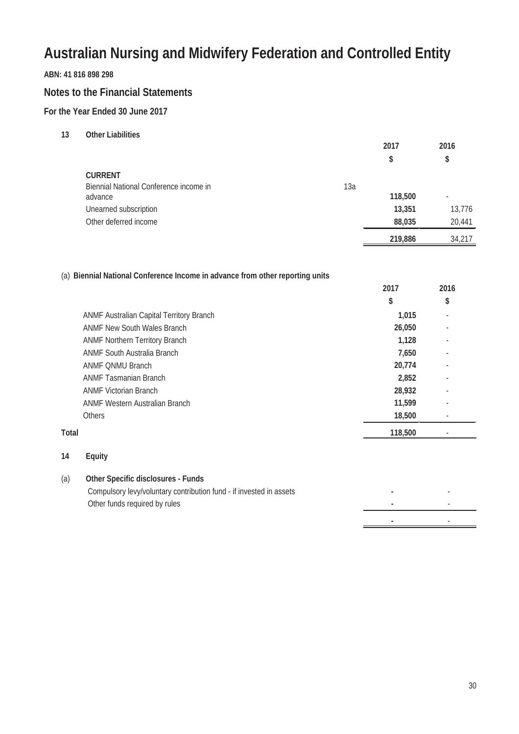# Australian Nursing and Midwifery Federation and Controlled Entity

**ABN: 41 816 898 298**

## Notes to the Financial Statements

### For the Year Ended 30 June 2017

**13 Other Liabilities**

| | | 2017 | 2016 |
|---|---|---|---|
| | | $ | $ |
| **CURRENT** | | | |
| Biennial National Conference income in advance | 13a | **118,500** | - |
| Unearned subscription | | **13,351** | 13,776 |
| Other deferred income | | **88,035** | 20,441 |
| | | **219,886** | 34,217 |

(a) **Biennial National Conference Income in advance from other reporting units**

| | 2017 | 2016 |
|---|---|---|
| | $ | $ |
| ANMF Australian Capital Territory Branch | **1,015** | - |
| ANMF New South Wales Branch | **26,050** | - |
| ANMF Northern Territory Branch | **1,128** | - |
| ANMF South Australia Branch | **7,650** | - |
| ANMF QNMU Branch | **20,774** | - |
| ANMF Tasmanian Branch | **2,852** | - |
| ANMF Victorian Branch | **28,932** | - |
| ANMF Western Australian Branch | **11,599** | - |
| Others | **18,500** | - |
| **Total** | **118,500** | - |

**14 Equity**

(a) **Other Specific disclosures - Funds**

| | 2017 | 2016 |
|---|---|---|
| Compulsory levy/voluntary contribution fund - if invested in assets | **-** | - |
| Other funds required by rules | **-** | - |
| | **-** | - |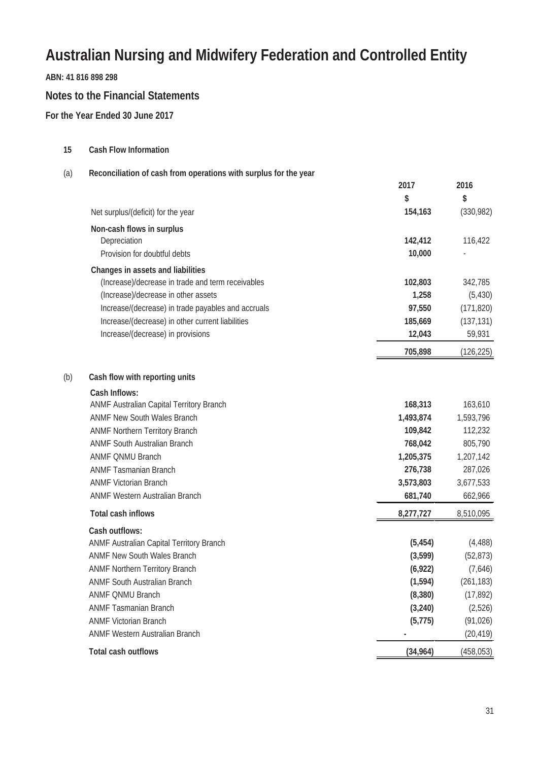# Australian Nursing and Midwifery Federation and Controlled Entity

**ABN: 41 816 898 298**

## Notes to the Financial Statements

### For the Year Ended 30 June 2017

#### 15 Cash Flow Information

**(a) Reconciliation of cash from operations with surplus for the year**

| | 2017 | 2016 |
|---|---|---|
| | $ | $ |
| Net surplus/(deficit) for the year | **154,163** | (330,982) |
| **Non-cash flows in surplus** | | |
| Depreciation | **142,412** | 116,422 |
| Provision for doubtful debts | **10,000** | - |
| **Changes in assets and liabilities** | | |
| (Increase)/decrease in trade and term receivables | **102,803** | 342,785 |
| (Increase)/decrease in other assets | **1,258** | (5,430) |
| Increase/(decrease) in trade payables and accruals | **97,550** | (171,820) |
| Increase/(decrease) in other current liabilities | **185,669** | (137,131) |
| Increase/(decrease) in provisions | **12,043** | 59,931 |
| | **705,898** | (126,225) |

**(b) Cash flow with reporting units**

| | 2017 | 2016 |
|---|---|---|
| **Cash Inflows:** | | |
| ANMF Australian Capital Territory Branch | **168,313** | 163,610 |
| ANMF New South Wales Branch | **1,493,874** | 1,593,796 |
| ANMF Northern Territory Branch | **109,842** | 112,232 |
| ANMF South Australian Branch | **768,042** | 805,790 |
| ANMF QNMU Branch | **1,205,375** | 1,207,142 |
| ANMF Tasmanian Branch | **276,738** | 287,026 |
| ANMF Victorian Branch | **3,573,803** | 3,677,533 |
| ANMF Western Australian Branch | **681,740** | 662,966 |
| **Total cash inflows** | **8,277,727** | 8,510,095 |
| **Cash outflows:** | | |
| ANMF Australian Capital Territory Branch | **(5,454)** | (4,488) |
| ANMF New South Wales Branch | **(3,599)** | (52,873) |
| ANMF Northern Territory Branch | **(6,922)** | (7,646) |
| ANMF South Australian Branch | **(1,594)** | (261,183) |
| ANMF QNMU Branch | **(8,380)** | (17,892) |
| ANMF Tasmanian Branch | **(3,240)** | (2,526) |
| ANMF Victorian Branch | **(5,775)** | (91,026) |
| ANMF Western Australian Branch | **-** | (20,419) |
| **Total cash outflows** | **(34,964)** | (458,053) |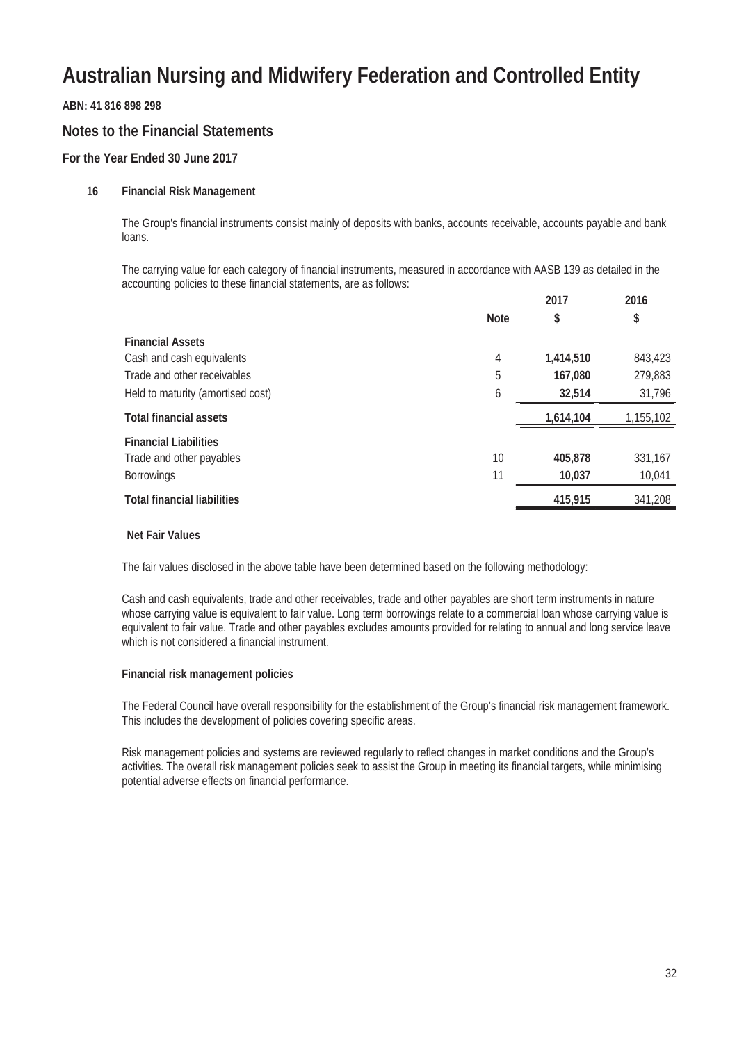# Australian Nursing and Midwifery Federation and Controlled Entity

**ABN: 41 816 898 298**

## Notes to the Financial Statements

### For the Year Ended 30 June 2017

**16 Financial Risk Management**

The Group's financial instruments consist mainly of deposits with banks, accounts receivable, accounts payable and bank loans.

The carrying value for each category of financial instruments, measured in accordance with AASB 139 as detailed in the accounting policies to these financial statements, are as follows:

| | Note | 2017<br>$ | 2016<br>$ |
|---|---|---|---|
| **Financial Assets** | | | |
| Cash and cash equivalents | 4 | **1,414,510** | 843,423 |
| Trade and other receivables | 5 | **167,080** | 279,883 |
| Held to maturity (amortised cost) | 6 | **32,514** | 31,796 |
| **Total financial assets** | | **1,614,104** | 1,155,102 |
| **Financial Liabilities** | | | |
| Trade and other payables | 10 | **405,878** | 331,167 |
| Borrowings | 11 | **10,037** | 10,041 |
| **Total financial liabilities** | | **415,915** | 341,208 |

**Net Fair Values**

The fair values disclosed in the above table have been determined based on the following methodology:

Cash and cash equivalents, trade and other receivables, trade and other payables are short term instruments in nature whose carrying value is equivalent to fair value. Long term borrowings relate to a commercial loan whose carrying value is equivalent to fair value. Trade and other payables excludes amounts provided for relating to annual and long service leave which is not considered a financial instrument.

**Financial risk management policies**

The Federal Council have overall responsibility for the establishment of the Group's financial risk management framework. This includes the development of policies covering specific areas.

Risk management policies and systems are reviewed regularly to reflect changes in market conditions and the Group's activities. The overall risk management policies seek to assist the Group in meeting its financial targets, while minimising potential adverse effects on financial performance.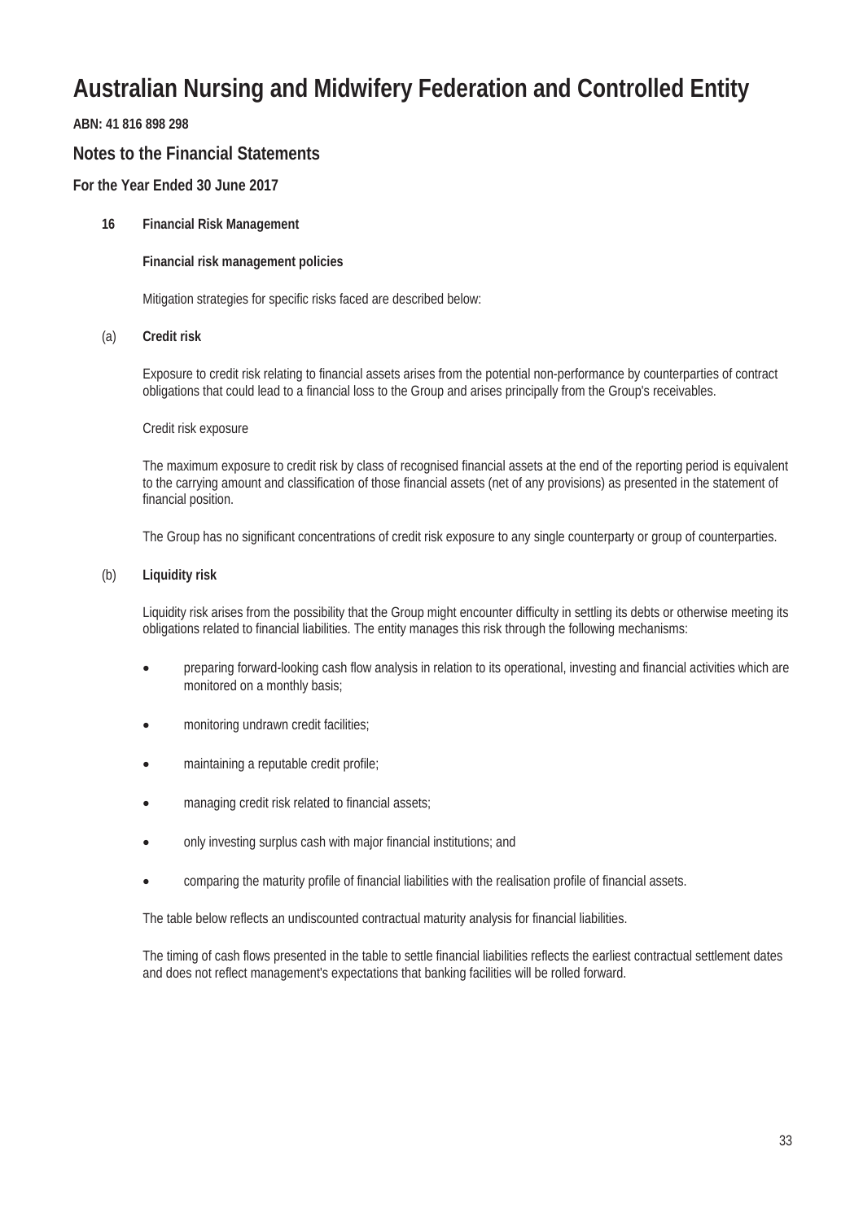# Australian Nursing and Midwifery Federation and Controlled Entity

**ABN: 41 816 898 298**

## Notes to the Financial Statements

### For the Year Ended 30 June 2017

**16 Financial Risk Management**

**Financial risk management policies**

Mitigation strategies for specific risks faced are described below:

(a) **Credit risk**

Exposure to credit risk relating to financial assets arises from the potential non-performance by counterparties of contract obligations that could lead to a financial loss to the Group and arises principally from the Group's receivables.

Credit risk exposure

The maximum exposure to credit risk by class of recognised financial assets at the end of the reporting period is equivalent to the carrying amount and classification of those financial assets (net of any provisions) as presented in the statement of financial position.

The Group has no significant concentrations of credit risk exposure to any single counterparty or group of counterparties.

(b) **Liquidity risk**

Liquidity risk arises from the possibility that the Group might encounter difficulty in settling its debts or otherwise meeting its obligations related to financial liabilities. The entity manages this risk through the following mechanisms:

- preparing forward-looking cash flow analysis in relation to its operational, investing and financial activities which are monitored on a monthly basis;
- monitoring undrawn credit facilities;
- maintaining a reputable credit profile;
- managing credit risk related to financial assets;
- only investing surplus cash with major financial institutions; and
- comparing the maturity profile of financial liabilities with the realisation profile of financial assets.

The table below reflects an undiscounted contractual maturity analysis for financial liabilities.

The timing of cash flows presented in the table to settle financial liabilities reflects the earliest contractual settlement dates and does not reflect management's expectations that banking facilities will be rolled forward.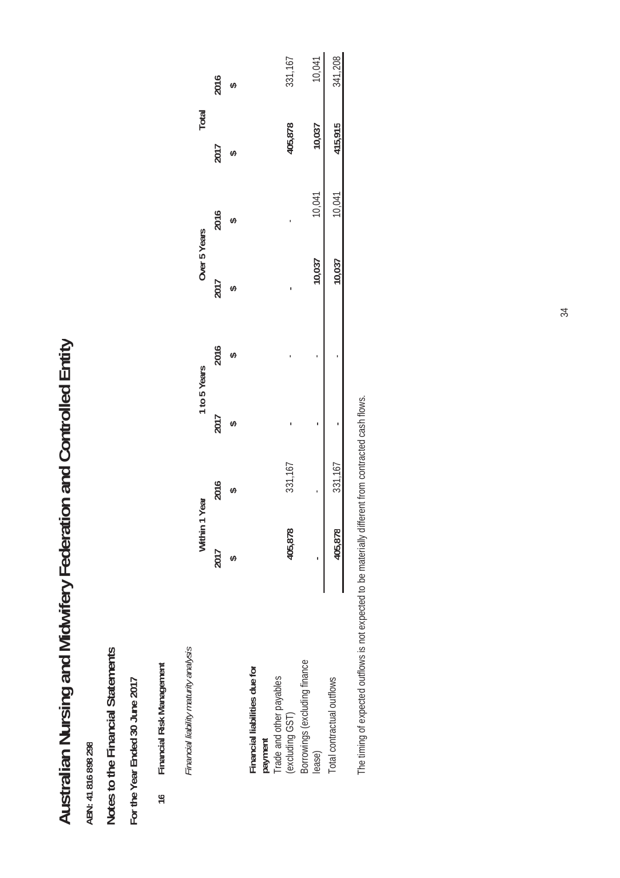# Australian Nursing and Midwifery Federation and Controlled Entity

**ABN: 41 816 898 298**

## Notes to the Financial Statements

**For the Year Ended 30 June 2017**

**16 Financial Risk Management**

*Financial liability maturity analysis*

| | Within 1 Year | | 1 to 5 Years | | Over 5 Years | | Total | |
|---|---|---|---|---|---|---|---|---|
| | **2017** | **2016** | **2017** | **2016** | **2017** | **2016** | **2017** | **2016** |
| | **$** | **$** | **$** | **$** | **$** | **$** | **$** | **$** |
| **Financial liabilities due for payment** | | | | | | | | |
| Trade and other payables (excluding GST) | **405,878** | 331,167 | **-** | - | **-** | - | **405,878** | 331,167 |
| Borrowings (excluding finance lease) | **-** | - | **-** | - | **10,037** | 10,041 | **10,037** | 10,041 |
| Total contractual outflows | **405,878** | 331,167 | **-** | - | **10,037** | 10,041 | **415,915** | 341,208 |

The timing of expected outflows is not expected to be materially different from contracted cash flows.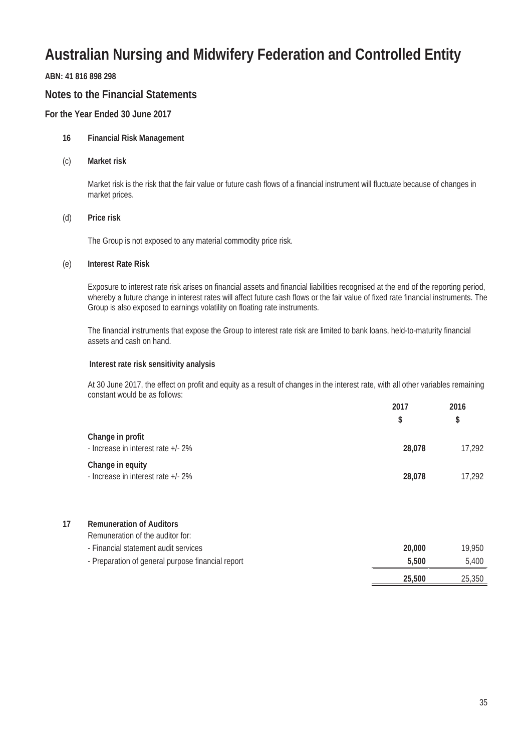# Australian Nursing and Midwifery Federation and Controlled Entity

**ABN: 41 816 898 298**

## Notes to the Financial Statements

### For the Year Ended 30 June 2017

**16 Financial Risk Management**

(c) **Market risk**

Market risk is the risk that the fair value or future cash flows of a financial instrument will fluctuate because of changes in market prices.

(d) **Price risk**

The Group is not exposed to any material commodity price risk.

(e) **Interest Rate Risk**

Exposure to interest rate risk arises on financial assets and financial liabilities recognised at the end of the reporting period, whereby a future change in interest rates will affect future cash flows or the fair value of fixed rate financial instruments. The Group is also exposed to earnings volatility on floating rate instruments.

The financial instruments that expose the Group to interest rate risk are limited to bank loans, held-to-maturity financial assets and cash on hand.

**Interest rate risk sensitivity analysis**

At 30 June 2017, the effect on profit and equity as a result of changes in the interest rate, with all other variables remaining constant would be as follows:

| | 2017 | 2016 |
|---|---|---|
| | $ | $ |
| **Change in profit** | | |
| - Increase in interest rate +/- 2% | **28,078** | 17,292 |
| **Change in equity** | | |
| - Increase in interest rate +/- 2% | **28,078** | 17,292 |

**17 Remuneration of Auditors**

| Remuneration of the auditor for: | 2017 | 2016 |
|---|---|---|
| - Financial statement audit services | **20,000** | 19,950 |
| - Preparation of general purpose financial report | **5,500** | 5,400 |
| | **25,500** | 25,350 |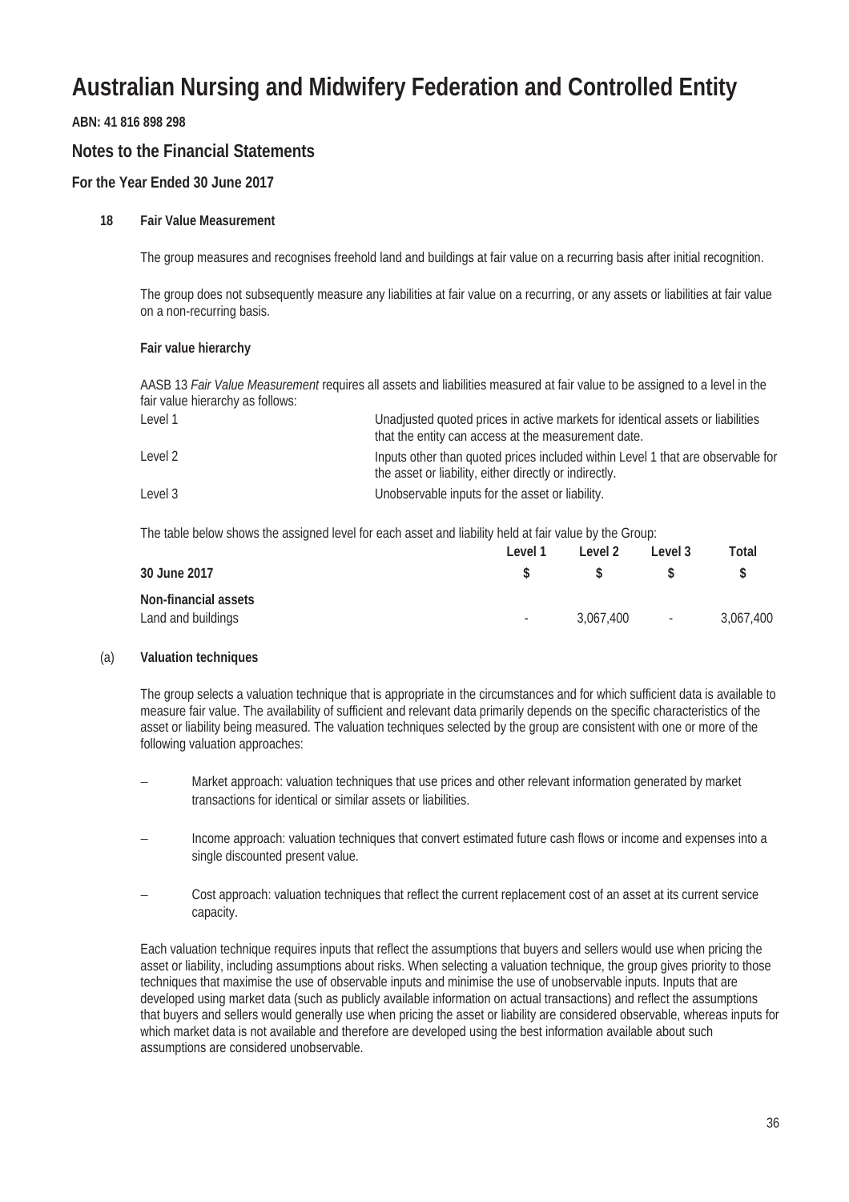# Australian Nursing and Midwifery Federation and Controlled Entity

**ABN: 41 816 898 298**

## Notes to the Financial Statements

### For the Year Ended 30 June 2017

**18 Fair Value Measurement**

The group measures and recognises freehold land and buildings at fair value on a recurring basis after initial recognition.

The group does not subsequently measure any liabilities at fair value on a recurring, or any assets or liabilities at fair value on a non-recurring basis.

**Fair value hierarchy**

AASB 13 *Fair Value Measurement* requires all assets and liabilities measured at fair value to be assigned to a level in the fair value hierarchy as follows:

| | |
|---|---|
| Level 1 | Unadjusted quoted prices in active markets for identical assets or liabilities that the entity can access at the measurement date. |
| Level 2 | Inputs other than quoted prices included within Level 1 that are observable for the asset or liability, either directly or indirectly. |
| Level 3 | Unobservable inputs for the asset or liability. |

The table below shows the assigned level for each asset and liability held at fair value by the Group:

| 30 June 2017 | Level 1<br>$ | Level 2<br>$ | Level 3<br>$ | Total<br>$ |
|---|---|---|---|---|
| **Non-financial assets** | | | | |
| Land and buildings | - | 3,067,400 | - | 3,067,400 |

**(a) Valuation techniques**

The group selects a valuation technique that is appropriate in the circumstances and for which sufficient data is available to measure fair value. The availability of sufficient and relevant data primarily depends on the specific characteristics of the asset or liability being measured. The valuation techniques selected by the group are consistent with one or more of the following valuation approaches:

- Market approach: valuation techniques that use prices and other relevant information generated by market transactions for identical or similar assets or liabilities.
- Income approach: valuation techniques that convert estimated future cash flows or income and expenses into a single discounted present value.
- Cost approach: valuation techniques that reflect the current replacement cost of an asset at its current service capacity.

Each valuation technique requires inputs that reflect the assumptions that buyers and sellers would use when pricing the asset or liability, including assumptions about risks. When selecting a valuation technique, the group gives priority to those techniques that maximise the use of observable inputs and minimise the use of unobservable inputs. Inputs that are developed using market data (such as publicly available information on actual transactions) and reflect the assumptions that buyers and sellers would generally use when pricing the asset or liability are considered observable, whereas inputs for which market data is not available and therefore are developed using the best information available about such assumptions are considered unobservable.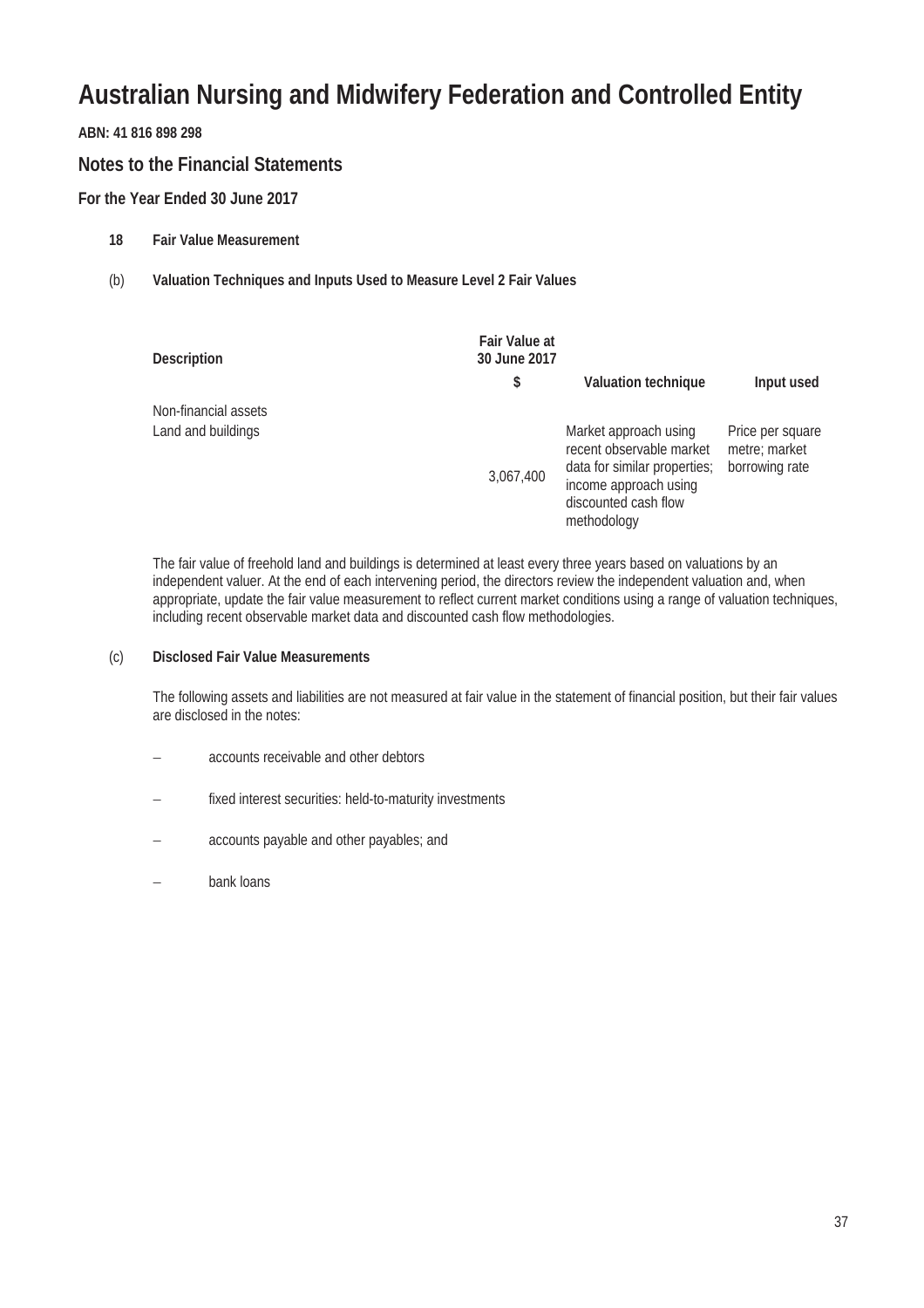# Australian Nursing and Midwifery Federation and Controlled Entity

**ABN: 41 816 898 298**

## Notes to the Financial Statements

### For the Year Ended 30 June 2017

**18 Fair Value Measurement**

(b) **Valuation Techniques and Inputs Used to Measure Level 2 Fair Values**

| Description | Fair Value at 30 June 2017<br>$ | Valuation technique | Input used |
|---|---|---|---|
| Non-financial assets | | | |
| Land and buildings | 3,067,400 | Market approach using recent observable market data for similar properties; income approach using discounted cash flow methodology | Price per square metre; market borrowing rate |

The fair value of freehold land and buildings is determined at least every three years based on valuations by an independent valuer. At the end of each intervening period, the directors review the independent valuation and, when appropriate, update the fair value measurement to reflect current market conditions using a range of valuation techniques, including recent observable market data and discounted cash flow methodologies.

(c) **Disclosed Fair Value Measurements**

The following assets and liabilities are not measured at fair value in the statement of financial position, but their fair values are disclosed in the notes:

- accounts receivable and other debtors
- fixed interest securities: held-to-maturity investments
- accounts payable and other payables; and
- bank loans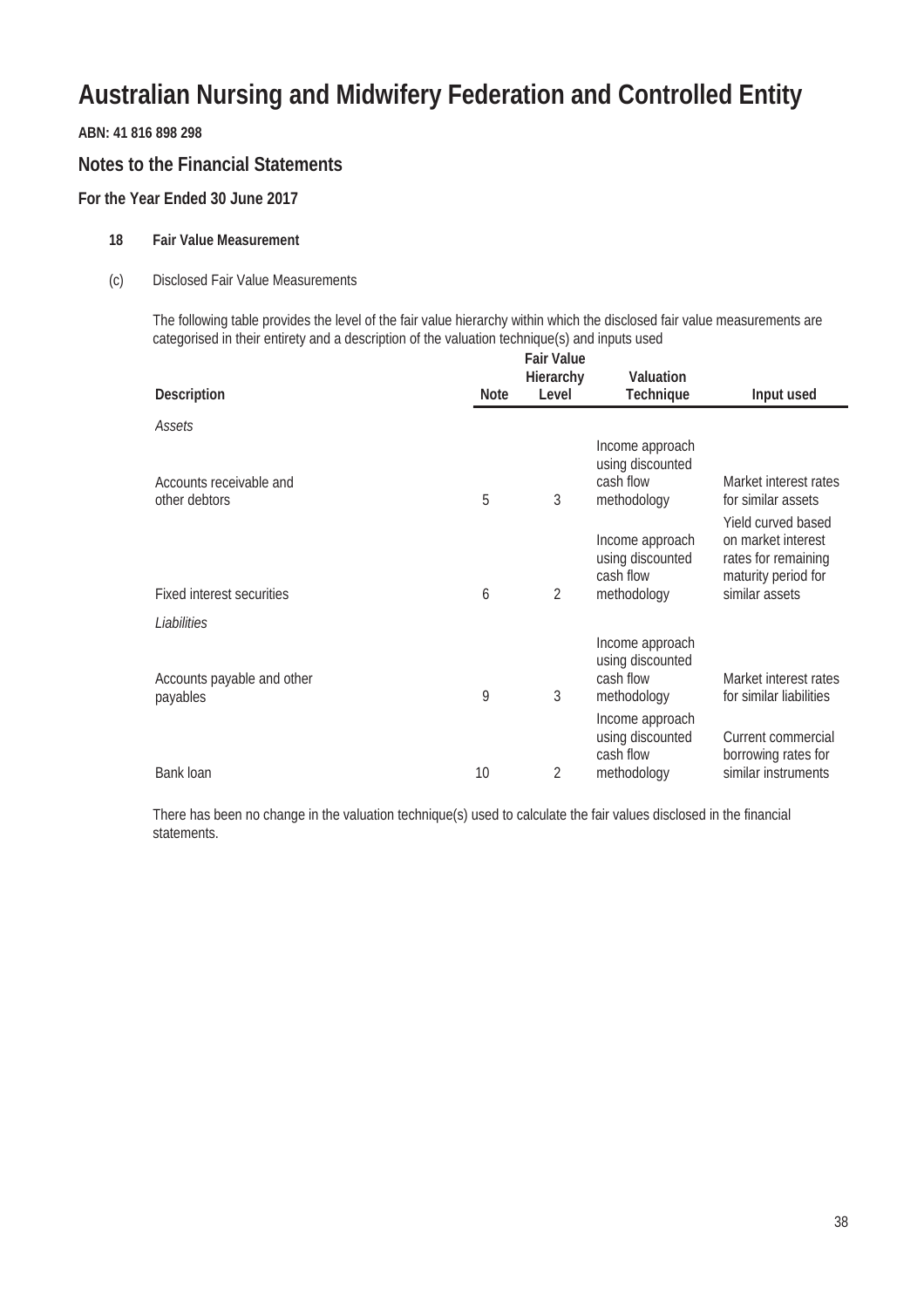# Australian Nursing and Midwifery Federation and Controlled Entity

**ABN: 41 816 898 298**

## Notes to the Financial Statements

### For the Year Ended 30 June 2017

**18 Fair Value Measurement**

(c) Disclosed Fair Value Measurements

The following table provides the level of the fair value hierarchy within which the disclosed fair value measurements are categorised in their entirety and a description of the valuation technique(s) and inputs used

| Description | Note | Fair Value Hierarchy Level | Valuation Technique | Input used |
|---|---|---|---|---|
| *Assets* | | | | |
| Accounts receivable and other debtors | 5 | 3 | Income approach using discounted cash flow methodology | Market interest rates for similar assets |
| Fixed interest securities | 6 | 2 | Income approach using discounted cash flow methodology | Yield curved based on market interest rates for remaining maturity period for similar assets |
| *Liabilities* | | | | |
| Accounts payable and other payables | 9 | 3 | Income approach using discounted cash flow methodology | Market interest rates for similar liabilities |
| Bank loan | 10 | 2 | Income approach using discounted cash flow methodology | Current commercial borrowing rates for similar instruments |

There has been no change in the valuation technique(s) used to calculate the fair values disclosed in the financial statements.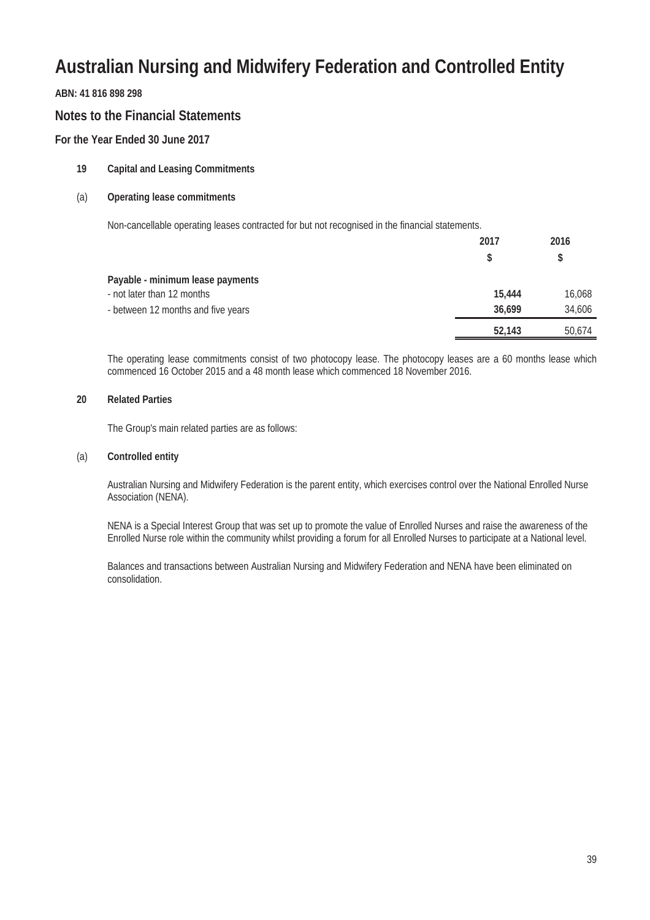# Australian Nursing and Midwifery Federation and Controlled Entity

**ABN: 41 816 898 298**

## Notes to the Financial Statements

### For the Year Ended 30 June 2017

**19 Capital and Leasing Commitments**

**(a) Operating lease commitments**

Non-cancellable operating leases contracted for but not recognised in the financial statements.

| | 2017 | 2016 |
|---|---|---|
| | $ | $ |
| **Payable - minimum lease payments** | | |
| - not later than 12 months | **15,444** | 16,068 |
| - between 12 months and five years | **36,699** | 34,606 |
| | **52,143** | 50,674 |

The operating lease commitments consist of two photocopy lease. The photocopy leases are a 60 months lease which commenced 16 October 2015 and a 48 month lease which commenced 18 November 2016.

**20 Related Parties**

The Group's main related parties are as follows:

**(a) Controlled entity**

Australian Nursing and Midwifery Federation is the parent entity, which exercises control over the National Enrolled Nurse Association (NENA).

NENA is a Special Interest Group that was set up to promote the value of Enrolled Nurses and raise the awareness of the Enrolled Nurse role within the community whilst providing a forum for all Enrolled Nurses to participate at a National level.

Balances and transactions between Australian Nursing and Midwifery Federation and NENA have been eliminated on consolidation.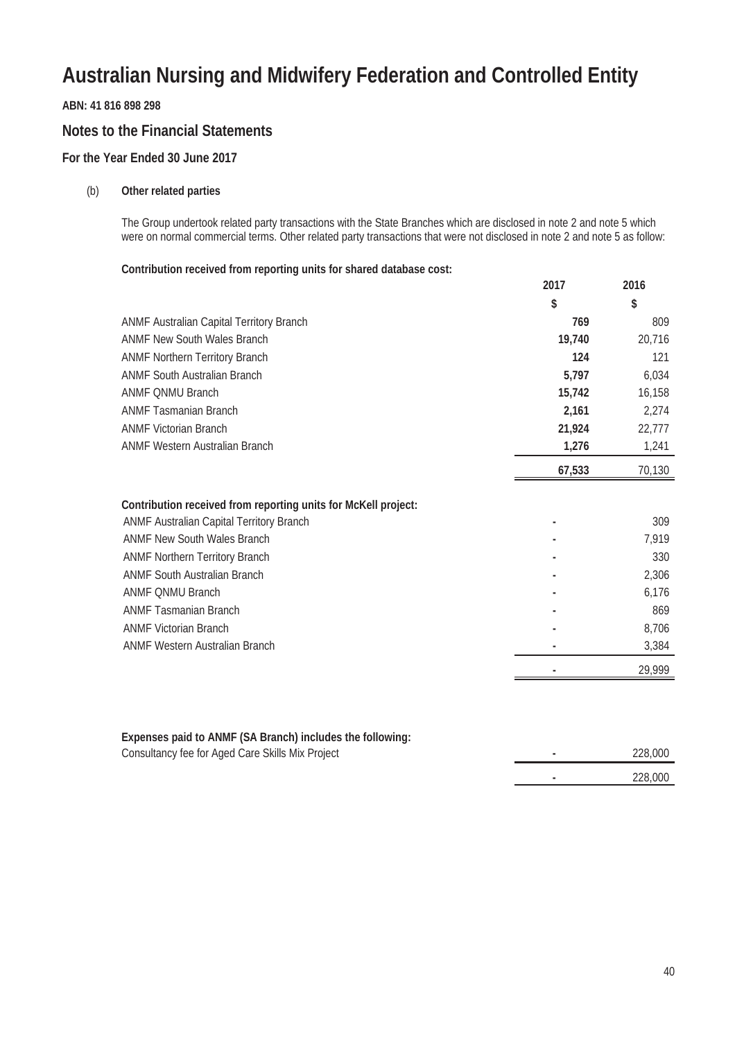# Australian Nursing and Midwifery Federation and Controlled Entity

**ABN: 41 816 898 298**

## Notes to the Financial Statements

### For the Year Ended 30 June 2017

(b) **Other related parties**

The Group undertook related party transactions with the State Branches which are disclosed in note 2 and note 5 which were on normal commercial terms. Other related party transactions that were not disclosed in note 2 and note 5 as follow:

**Contribution received from reporting units for shared database cost:**

| | 2017 | 2016 |
|---|---|---|
| | $ | $ |
| ANMF Australian Capital Territory Branch | **769** | 809 |
| ANMF New South Wales Branch | **19,740** | 20,716 |
| ANMF Northern Territory Branch | **124** | 121 |
| ANMF South Australian Branch | **5,797** | 6,034 |
| ANMF QNMU Branch | **15,742** | 16,158 |
| ANMF Tasmanian Branch | **2,161** | 2,274 |
| ANMF Victorian Branch | **21,924** | 22,777 |
| ANMF Western Australian Branch | **1,276** | 1,241 |
| | **67,533** | 70,130 |

**Contribution received from reporting units for McKell project:**

| | 2017 | 2016 |
|---|---|---|
| ANMF Australian Capital Territory Branch | **-** | 309 |
| ANMF New South Wales Branch | **-** | 7,919 |
| ANMF Northern Territory Branch | **-** | 330 |
| ANMF South Australian Branch | **-** | 2,306 |
| ANMF QNMU Branch | **-** | 6,176 |
| ANMF Tasmanian Branch | **-** | 869 |
| ANMF Victorian Branch | **-** | 8,706 |
| ANMF Western Australian Branch | **-** | 3,384 |
| | **-** | 29,999 |

**Expenses paid to ANMF (SA Branch) includes the following:**

| | 2017 | 2016 |
|---|---|---|
| Consultancy fee for Aged Care Skills Mix Project | **-** | 228,000 |
| | **-** | 228,000 |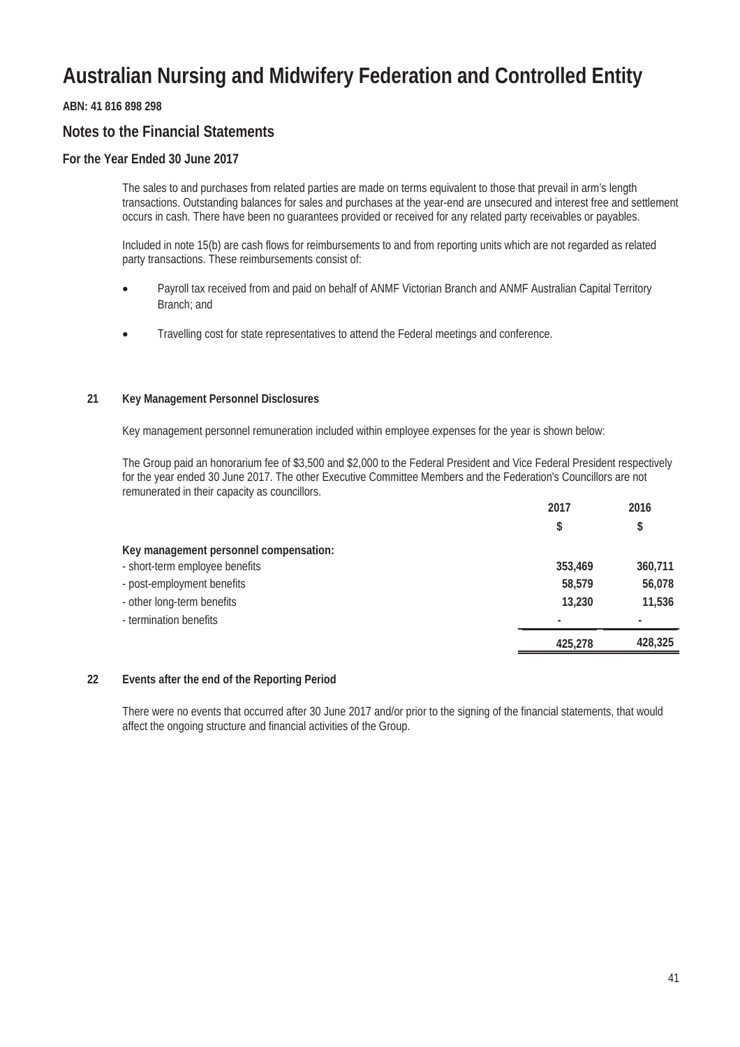# Australian Nursing and Midwifery Federation and Controlled Entity

**ABN: 41 816 898 298**

## Notes to the Financial Statements

### For the Year Ended 30 June 2017

The sales to and purchases from related parties are made on terms equivalent to those that prevail in arm's length transactions. Outstanding balances for sales and purchases at the year-end are unsecured and interest free and settlement occurs in cash. There have been no guarantees provided or received for any related party receivables or payables.

Included in note 15(b) are cash flows for reimbursements to and from reporting units which are not regarded as related party transactions. These reimbursements consist of:

- Payroll tax received from and paid on behalf of ANMF Victorian Branch and ANMF Australian Capital Territory Branch; and
- Travelling cost for state representatives to attend the Federal meetings and conference.

**21 Key Management Personnel Disclosures**

Key management personnel remuneration included within employee expenses for the year is shown below:

The Group paid an honorarium fee of $3,500 and $2,000 to the Federal President and Vice Federal President respectively for the year ended 30 June 2017. The other Executive Committee Members and the Federation's Councillors are not remunerated in their capacity as councillors.

| | 2017 | 2016 |
|---|---|---|
| | $ | $ |
| **Key management personnel compensation:** | | |
| - short-term employee benefits | 353,469 | 360,711 |
| - post-employment benefits | 58,579 | 56,078 |
| - other long-term benefits | 13,230 | 11,536 |
| - termination benefits | - | - |
| | 425,278 | 428,325 |

**22 Events after the end of the Reporting Period**

There were no events that occurred after 30 June 2017 and/or prior to the signing of the financial statements, that would affect the ongoing structure and financial activities of the Group.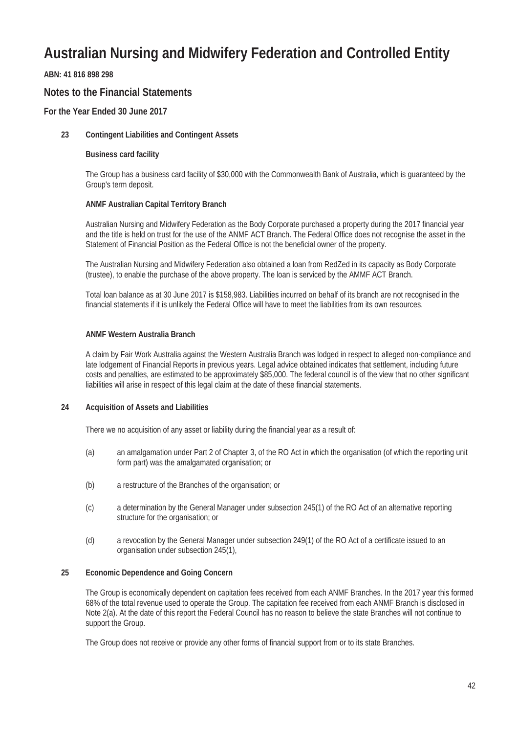# Australian Nursing and Midwifery Federation and Controlled Entity

**ABN: 41 816 898 298**

## Notes to the Financial Statements

### For the Year Ended 30 June 2017

**23 Contingent Liabilities and Contingent Assets**

**Business card facility**

The Group has a business card facility of $30,000 with the Commonwealth Bank of Australia, which is guaranteed by the Group's term deposit.

**ANMF Australian Capital Territory Branch**

Australian Nursing and Midwifery Federation as the Body Corporate purchased a property during the 2017 financial year and the title is held on trust for the use of the ANMF ACT Branch. The Federal Office does not recognise the asset in the Statement of Financial Position as the Federal Office is not the beneficial owner of the property.

The Australian Nursing and Midwifery Federation also obtained a loan from RedZed in its capacity as Body Corporate (trustee), to enable the purchase of the above property. The loan is serviced by the AMMF ACT Branch.

Total loan balance as at 30 June 2017 is $158,983. Liabilities incurred on behalf of its branch are not recognised in the financial statements if it is unlikely the Federal Office will have to meet the liabilities from its own resources.

**ANMF Western Australia Branch**

A claim by Fair Work Australia against the Western Australia Branch was lodged in respect to alleged non-compliance and late lodgement of Financial Reports in previous years. Legal advice obtained indicates that settlement, including future costs and penalties, are estimated to be approximately $85,000. The federal council is of the view that no other significant liabilities will arise in respect of this legal claim at the date of these financial statements.

**24 Acquisition of Assets and Liabilities**

There we no acquisition of any asset or liability during the financial year as a result of:

(a) an amalgamation under Part 2 of Chapter 3, of the RO Act in which the organisation (of which the reporting unit form part) was the amalgamated organisation; or

(b) a restructure of the Branches of the organisation; or

(c) a determination by the General Manager under subsection 245(1) of the RO Act of an alternative reporting structure for the organisation; or

(d) a revocation by the General Manager under subsection 249(1) of the RO Act of a certificate issued to an organisation under subsection 245(1),

**25 Economic Dependence and Going Concern**

The Group is economically dependent on capitation fees received from each ANMF Branches. In the 2017 year this formed 68% of the total revenue used to operate the Group. The capitation fee received from each ANMF Branch is disclosed in Note 2(a). At the date of this report the Federal Council has no reason to believe the state Branches will not continue to support the Group.

The Group does not receive or provide any other forms of financial support from or to its state Branches.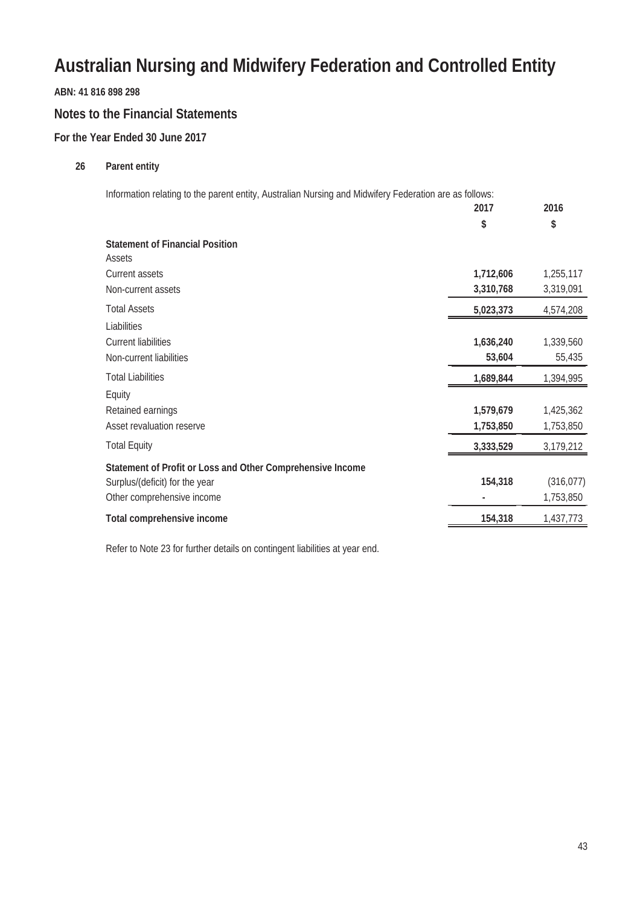# Australian Nursing and Midwifery Federation and Controlled Entity

**ABN: 41 816 898 298**

## Notes to the Financial Statements

### For the Year Ended 30 June 2017

**26 Parent entity**

Information relating to the parent entity, Australian Nursing and Midwifery Federation are as follows:

| | 2017 | 2016 |
|---|---|---|
| | $ | $ |
| **Statement of Financial Position** | | |
| Assets | | |
| Current assets | **1,712,606** | 1,255,117 |
| Non-current assets | **3,310,768** | 3,319,091 |
| Total Assets | **5,023,373** | 4,574,208 |
| Liabilities | | |
| Current liabilities | **1,636,240** | 1,339,560 |
| Non-current liabilities | **53,604** | 55,435 |
| Total Liabilities | **1,689,844** | 1,394,995 |
| Equity | | |
| Retained earnings | **1,579,679** | 1,425,362 |
| Asset revaluation reserve | **1,753,850** | 1,753,850 |
| Total Equity | **3,333,529** | 3,179,212 |
| **Statement of Profit or Loss and Other Comprehensive Income** | | |
| Surplus/(deficit) for the year | **154,318** | (316,077) |
| Other comprehensive income | **-** | 1,753,850 |
| **Total comprehensive income** | 154,318 | 1,437,773 |

Refer to Note 23 for further details on contingent liabilities at year end.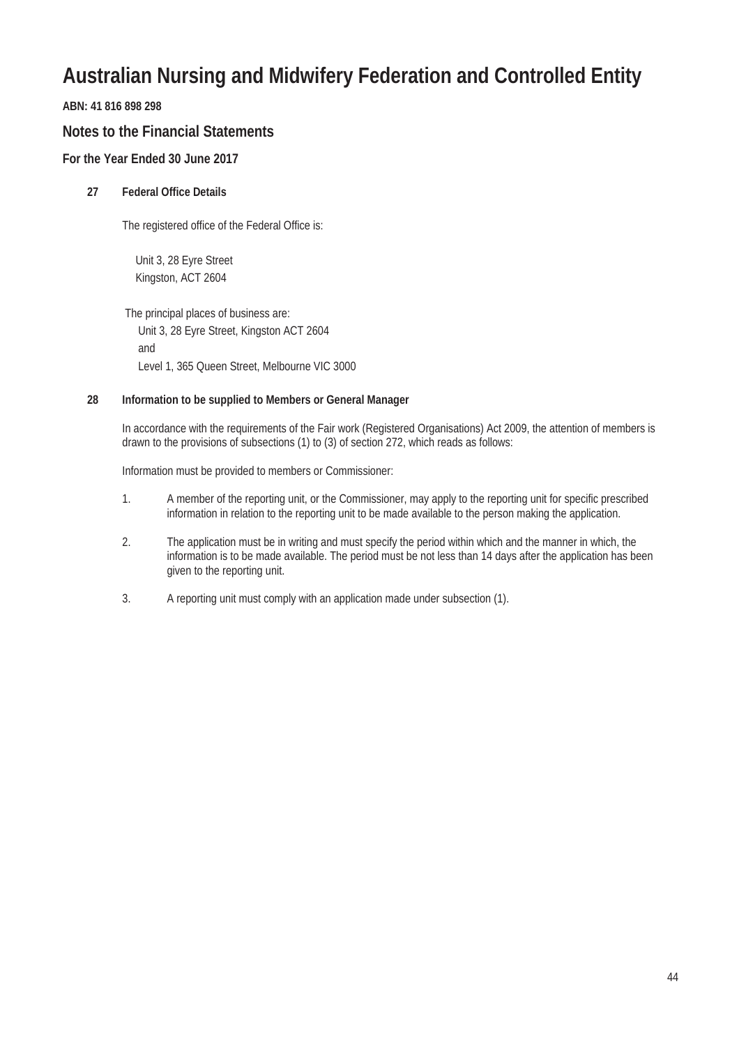# Australian Nursing and Midwifery Federation and Controlled Entity

**ABN: 41 816 898 298**

## Notes to the Financial Statements

**For the Year Ended 30 June 2017**

### 27 Federal Office Details

The registered office of the Federal Office is:

Unit 3, 28 Eyre Street
Kingston, ACT 2604

The principal places of business are:
Unit 3, 28 Eyre Street, Kingston ACT 2604
and
Level 1, 365 Queen Street, Melbourne VIC 3000

### 28 Information to be supplied to Members or General Manager

In accordance with the requirements of the Fair work (Registered Organisations) Act 2009, the attention of members is drawn to the provisions of subsections (1) to (3) of section 272, which reads as follows:

Information must be provided to members or Commissioner:

1. A member of the reporting unit, or the Commissioner, may apply to the reporting unit for specific prescribed information in relation to the reporting unit to be made available to the person making the application.
2. The application must be in writing and must specify the period within which and the manner in which, the information is to be made available. The period must be not less than 14 days after the application has been given to the reporting unit.
3. A reporting unit must comply with an application made under subsection (1).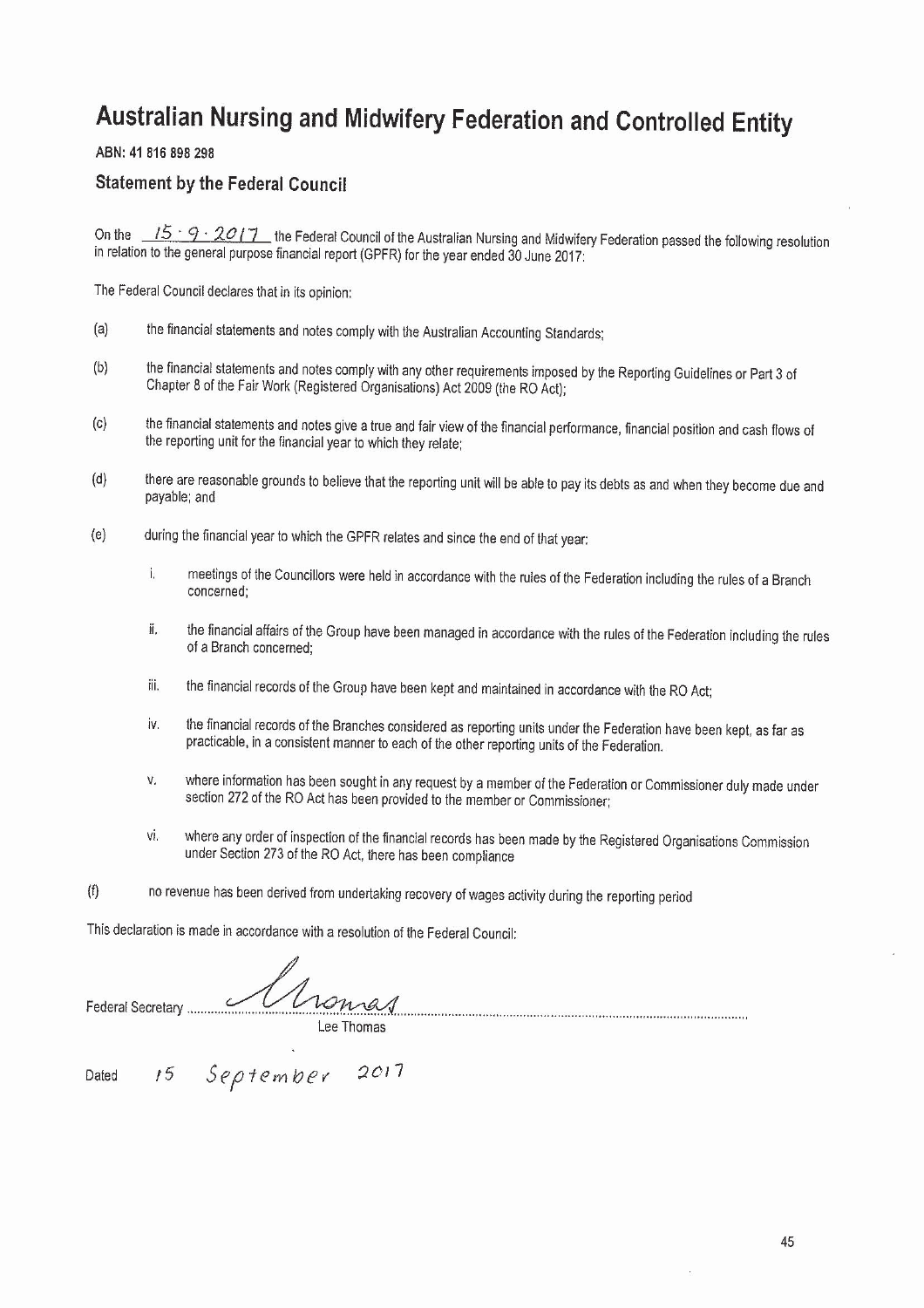# Australian Nursing and Midwifery Federation and Controlled Entity

**ABN: 41 816 898 298**

## Statement by the Federal Council

On the 15 · 9 · 2017 the Federal Council of the Australian Nursing and Midwifery Federation passed the following resolution in relation to the general purpose financial report (GPFR) for the year ended 30 June 2017:

The Federal Council declares that in its opinion:

(a) the financial statements and notes comply with the Australian Accounting Standards;

(b) the financial statements and notes comply with any other requirements imposed by the Reporting Guidelines or Part 3 of Chapter 8 of the Fair Work (Registered Organisations) Act 2009 (the RO Act);

(c) the financial statements and notes give a true and fair view of the financial performance, financial position and cash flows of the reporting unit for the financial year to which they relate;

(d) there are reasonable grounds to believe that the reporting unit will be able to pay its debts as and when they become due and payable; and

(e) during the financial year to which the GPFR relates and since the end of that year:

   i. meetings of the Councillors were held in accordance with the rules of the Federation including the rules of a Branch concerned;

   ii. the financial affairs of the Group have been managed in accordance with the rules of the Federation including the rules of a Branch concerned;

   iii. the financial records of the Group have been kept and maintained in accordance with the RO Act;

   iv. the financial records of the Branches considered as reporting units under the Federation have been kept, as far as practicable, in a consistent manner to each of the other reporting units of the Federation.

   v. where information has been sought in any request by a member of the Federation or Commissioner duly made under section 272 of the RO Act has been provided to the member or Commissioner;

   vi. where any order of inspection of the financial records has been made by the Registered Organisations Commission under Section 273 of the RO Act, there has been compliance

(f) no revenue has been derived from undertaking recovery of wages activity during the reporting period

This declaration is made in accordance with a resolution of the Federal Council:

Federal Secretary ............ Thomas ............

Lee Thomas

Dated 15 September 2017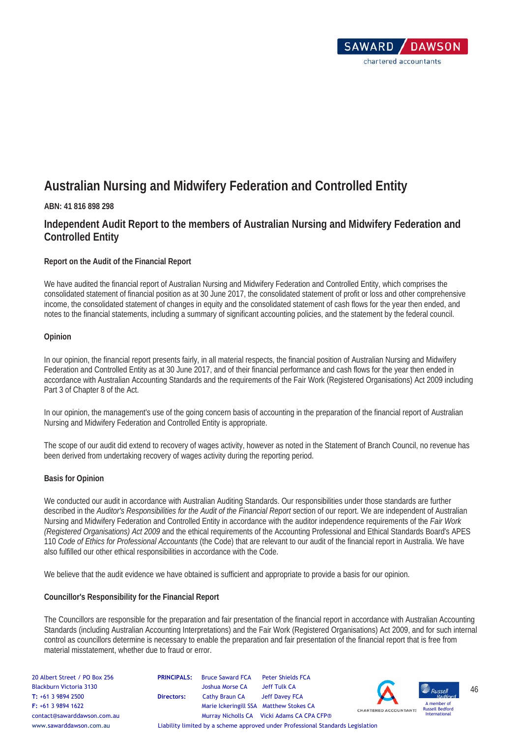# Australian Nursing and Midwifery Federation and Controlled Entity

**ABN: 41 816 898 298**

## Independent Audit Report to the members of Australian Nursing and Midwifery Federation and Controlled Entity

**Report on the Audit of the Financial Report**

We have audited the financial report of Australian Nursing and Midwifery Federation and Controlled Entity, which comprises the consolidated statement of financial position as at 30 June 2017, the consolidated statement of profit or loss and other comprehensive income, the consolidated statement of changes in equity and the consolidated statement of cash flows for the year then ended, and notes to the financial statements, including a summary of significant accounting policies, and the statement by the federal council.

**Opinion**

In our opinion, the financial report presents fairly, in all material respects, the financial position of Australian Nursing and Midwifery Federation and Controlled Entity as at 30 June 2017, and of their financial performance and cash flows for the year then ended in accordance with Australian Accounting Standards and the requirements of the Fair Work (Registered Organisations) Act 2009 including Part 3 of Chapter 8 of the Act.

In our opinion, the management's use of the going concern basis of accounting in the preparation of the financial report of Australian Nursing and Midwifery Federation and Controlled Entity is appropriate.

The scope of our audit did extend to recovery of wages activity, however as noted in the Statement of Branch Council, no revenue has been derived from undertaking recovery of wages activity during the reporting period.

**Basis for Opinion**

We conducted our audit in accordance with Australian Auditing Standards. Our responsibilities under those standards are further described in the *Auditor's Responsibilities for the Audit of the Financial Report* section of our report. We are independent of Australian Nursing and Midwifery Federation and Controlled Entity in accordance with the auditor independence requirements of the *Fair Work (Registered Organisations) Act 2009* and the ethical requirements of the Accounting Professional and Ethical Standards Board's APES 110 *Code of Ethics for Professional Accountants* (the Code) that are relevant to our audit of the financial report in Australia. We have also fulfilled our other ethical responsibilities in accordance with the Code.

We believe that the audit evidence we have obtained is sufficient and appropriate to provide a basis for our opinion.

**Councillor's Responsibility for the Financial Report**

The Councillors are responsible for the preparation and fair presentation of the financial report in accordance with Australian Accounting Standards (including Australian Accounting Interpretations) and the Fair Work (Registered Organisations) Act 2009, and for such internal control as councillors determine is necessary to enable the preparation and fair presentation of the financial report that is free from material misstatement, whether due to fraud or error.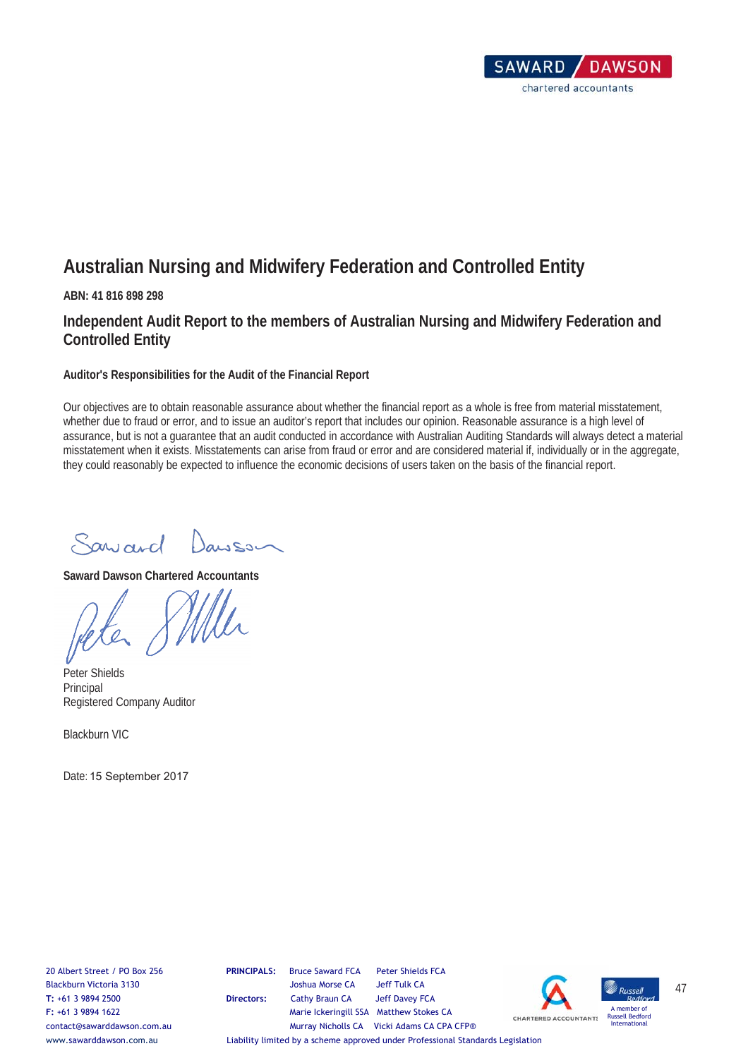# Australian Nursing and Midwifery Federation and Controlled Entity

**ABN: 41 816 898 298**

## Independent Audit Report to the members of Australian Nursing and Midwifery Federation and Controlled Entity

**Auditor's Responsibilities for the Audit of the Financial Report**

Our objectives are to obtain reasonable assurance about whether the financial report as a whole is free from material misstatement, whether due to fraud or error, and to issue an auditor's report that includes our opinion. Reasonable assurance is a high level of assurance, but is not a guarantee that an audit conducted in accordance with Australian Auditing Standards will always detect a material misstatement when it exists. Misstatements can arise from fraud or error and are considered material if, individually or in the aggregate, they could reasonably be expected to influence the economic decisions of users taken on the basis of the financial report.

Saward Dawson

**Saward Dawson Chartered Accountants**

Peter Shields
Principal
Registered Company Auditor

Blackburn VIC

Date: 15 September 2017